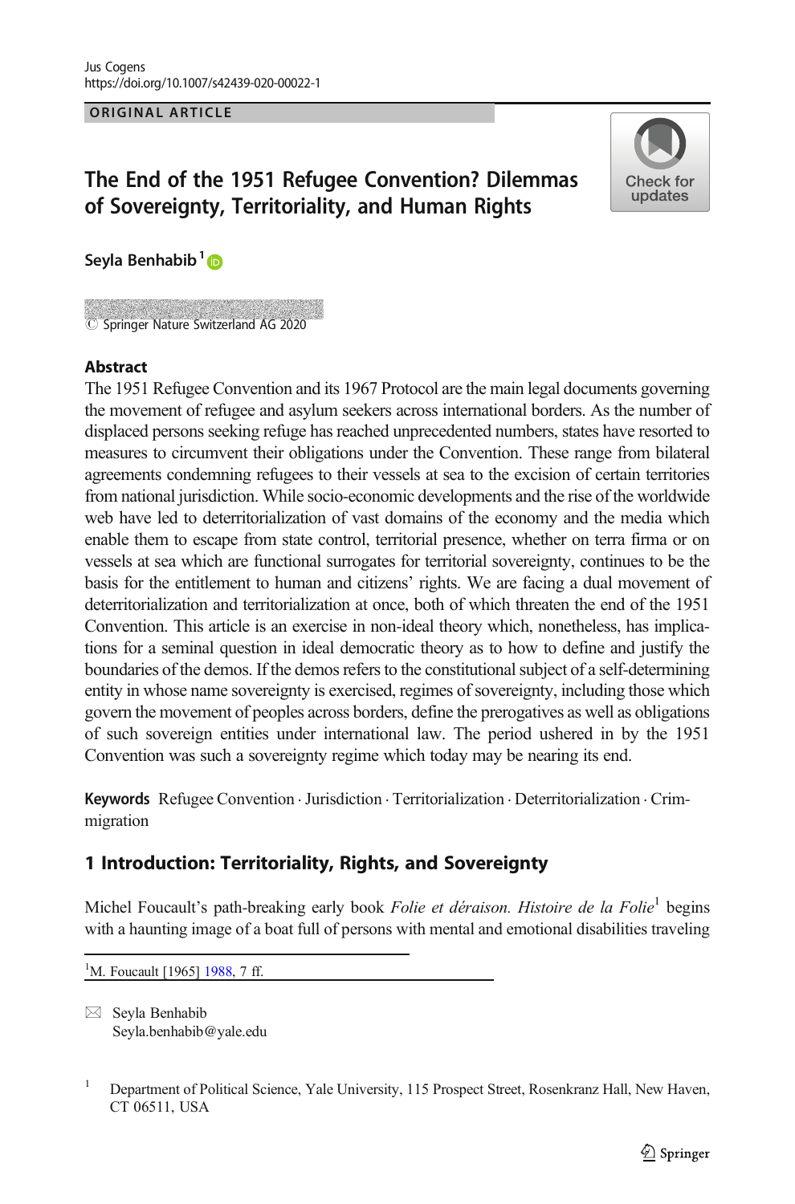ORIGINAL ARTICLE

# The End of the 1951 Refugee Convention? Dilemmas of Sovereignty, Territoriality, and Human Rights

**Seyla Benhabib**[1]

© Springer Nature Switzerland AG 2020

## Abstract

The 1951 Refugee Convention and its 1967 Protocol are the main legal documents governing the movement of refugee and asylum seekers across international borders. As the number of displaced persons seeking refuge has reached unprecedented numbers, states have resorted to measures to circumvent their obligations under the Convention. These range from bilateral agreements condemning refugees to their vessels at sea to the excision of certain territories from national jurisdiction. While socio-economic developments and the rise of the worldwide web have led to deterritorialization of vast domains of the economy and the media which enable them to escape from state control, territorial presence, whether on terra firma or on vessels at sea which are functional surrogates for territorial sovereignty, continues to be the basis for the entitlement to human and citizens' rights. We are facing a dual movement of deterritorialization and territorialization at once, both of which threaten the end of the 1951 Convention. This article is an exercise in non-ideal theory which, nonetheless, has implications for a seminal question in ideal democratic theory as to how to define and justify the boundaries of the demos. If the demos refers to the constitutional subject of a self-determining entity in whose name sovereignty is exercised, regimes of sovereignty, including those which govern the movement of peoples across borders, define the prerogatives as well as obligations of such sovereign entities under international law. The period ushered in by the 1951 Convention was such a sovereignty regime which today may be nearing its end.

**Keywords** Refugee Convention · Jurisdiction · Territorialization · Deterritorialization · Crimmigration

## 1 Introduction: Territoriality, Rights, and Sovereignty

Michel Foucault's path-breaking early book *Folie et déraison. Histoire de la Folie*[1] begins with a haunting image of a boat full of persons with mental and emotional disabilities traveling

[1] M. Foucault [1965] 1988, 7 ff.

✉ Seyla Benhabib
Seyla.benhabib@yale.edu

[1] Department of Political Science, Yale University, 115 Prospect Street, Rosenkranz Hall, New Haven, CT 06511, USA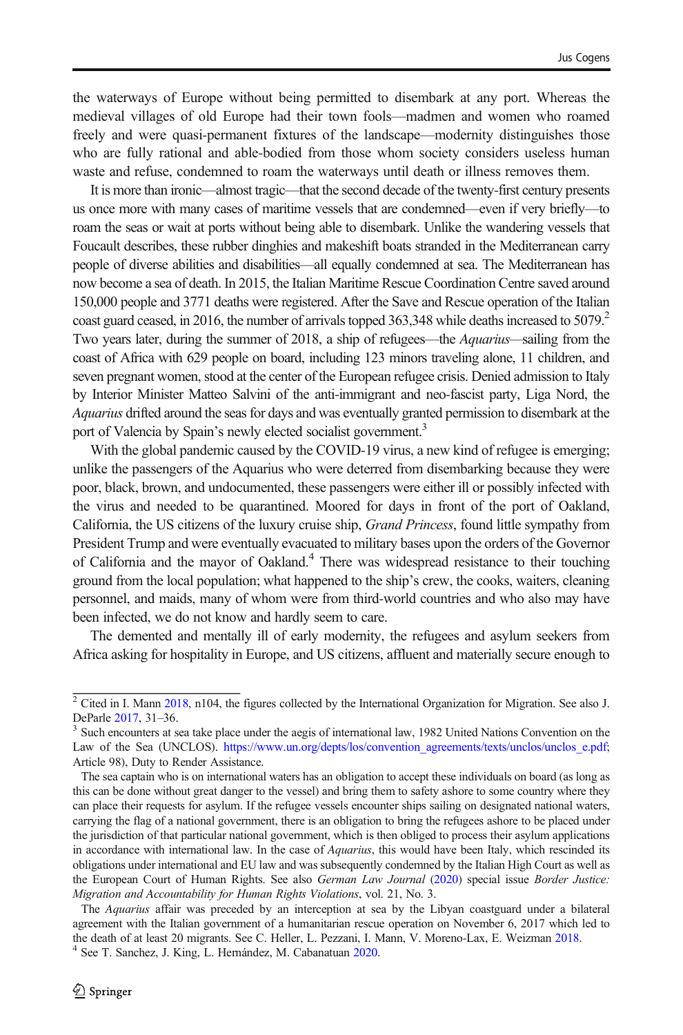the waterways of Europe without being permitted to disembark at any port. Whereas the medieval villages of old Europe had their town fools—madmen and women who roamed freely and were quasi-permanent fixtures of the landscape—modernity distinguishes those who are fully rational and able-bodied from those whom society considers useless human waste and refuse, condemned to roam the waterways until death or illness removes them.

It is more than ironic—almost tragic—that the second decade of the twenty-first century presents us once more with many cases of maritime vessels that are condemned—even if very briefly—to roam the seas or wait at ports without being able to disembark. Unlike the wandering vessels that Foucault describes, these rubber dinghies and makeshift boats stranded in the Mediterranean carry people of diverse abilities and disabilities—all equally condemned at sea. The Mediterranean has now become a sea of death. In 2015, the Italian Maritime Rescue Coordination Centre saved around 150,000 people and 3771 deaths were registered. After the Save and Rescue operation of the Italian coast guard ceased, in 2016, the number of arrivals topped 363,348 while deaths increased to 5079.[2] Two years later, during the summer of 2018, a ship of refugees—the *Aquarius*—sailing from the coast of Africa with 629 people on board, including 123 minors traveling alone, 11 children, and seven pregnant women, stood at the center of the European refugee crisis. Denied admission to Italy by Interior Minister Matteo Salvini of the anti-immigrant and neo-fascist party, Liga Nord, the *Aquarius* drifted around the seas for days and was eventually granted permission to disembark at the port of Valencia by Spain's newly elected socialist government.[3]

With the global pandemic caused by the COVID-19 virus, a new kind of refugee is emerging; unlike the passengers of the Aquarius who were deterred from disembarking because they were poor, black, brown, and undocumented, these passengers were either ill or possibly infected with the virus and needed to be quarantined. Moored for days in front of the port of Oakland, California, the US citizens of the luxury cruise ship, *Grand Princess*, found little sympathy from President Trump and were eventually evacuated to military bases upon the orders of the Governor of California and the mayor of Oakland.[4] There was widespread resistance to their touching ground from the local population; what happened to the ship's crew, the cooks, waiters, cleaning personnel, and maids, many of whom were from third-world countries and who also may have been infected, we do not know and hardly seem to care.

The demented and mentally ill of early modernity, the refugees and asylum seekers from Africa asking for hospitality in Europe, and US citizens, affluent and materially secure enough to

---

[2] Cited in I. Mann 2018, n104, the figures collected by the International Organization for Migration. See also J. DeParle 2017, 31–36.

[3] Such encounters at sea take place under the aegis of international law, 1982 United Nations Convention on the Law of the Sea (UNCLOS). https://www.un.org/depts/los/convention_agreements/texts/unclos/unclos_e.pdf; Article 98), Duty to Render Assistance.

The sea captain who is on international waters has an obligation to accept these individuals on board (as long as this can be done without great danger to the vessel) and bring them to safety ashore to some country where they can place their requests for asylum. If the refugee vessels encounter ships sailing on designated national waters, carrying the flag of a national government, there is an obligation to bring the refugees ashore to be placed under the jurisdiction of that particular national government, which is then obliged to process their asylum applications in accordance with international law. In the case of *Aquarius*, this would have been Italy, which rescinded its obligations under international and EU law and was subsequently condemned by the Italian High Court as well as the European Court of Human Rights. See also *German Law Journal* (2020) special issue *Border Justice: Migration and Accountability for Human Rights Violations*, vol. 21, No. 3.

The *Aquarius* affair was preceded by an interception at sea by the Libyan coastguard under a bilateral agreement with the Italian government of a humanitarian rescue operation on November 6, 2017 which led to the death of at least 20 migrants. See C. Heller, L. Pezzani, I. Mann, V. Moreno-Lax, E. Weizman 2018.

[4] See T. Sanchez, J. King, L. Hernández, M. Cabanatuan 2020.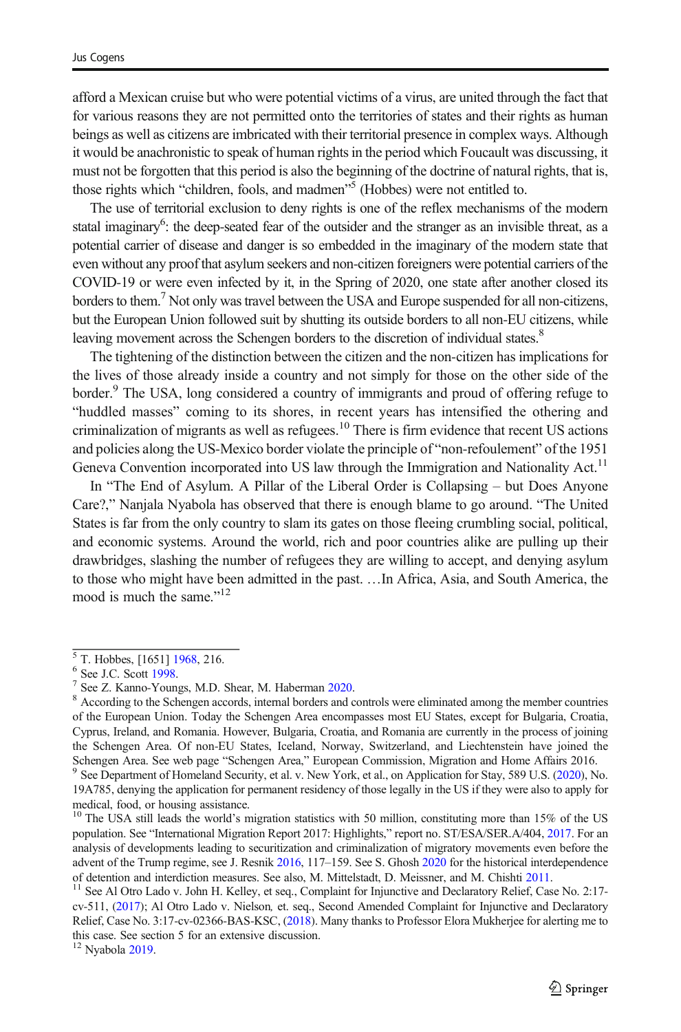afford a Mexican cruise but who were potential victims of a virus, are united through the fact that for various reasons they are not permitted onto the territories of states and their rights as human beings as well as citizens are imbricated with their territorial presence in complex ways. Although it would be anachronistic to speak of human rights in the period which Foucault was discussing, it must not be forgotten that this period is also the beginning of the doctrine of natural rights, that is, those rights which "children, fools, and madmen"[5] (Hobbes) were not entitled to.

The use of territorial exclusion to deny rights is one of the reflex mechanisms of the modern statal imaginary[6]: the deep-seated fear of the outsider and the stranger as an invisible threat, as a potential carrier of disease and danger is so embedded in the imaginary of the modern state that even without any proof that asylum seekers and non-citizen foreigners were potential carriers of the COVID-19 or were even infected by it, in the Spring of 2020, one state after another closed its borders to them.[7] Not only was travel between the USA and Europe suspended for all non-citizens, but the European Union followed suit by shutting its outside borders to all non-EU citizens, while leaving movement across the Schengen borders to the discretion of individual states.[8]

The tightening of the distinction between the citizen and the non-citizen has implications for the lives of those already inside a country and not simply for those on the other side of the border.[9] The USA, long considered a country of immigrants and proud of offering refuge to "huddled masses" coming to its shores, in recent years has intensified the othering and criminalization of migrants as well as refugees.[10] There is firm evidence that recent US actions and policies along the US-Mexico border violate the principle of "non-refoulement" of the 1951 Geneva Convention incorporated into US law through the Immigration and Nationality Act.[11]

In "The End of Asylum. A Pillar of the Liberal Order is Collapsing – but Does Anyone Care?," Nanjala Nyabola has observed that there is enough blame to go around. "The United States is far from the only country to slam its gates on those fleeing crumbling social, political, and economic systems. Around the world, rich and poor countries alike are pulling up their drawbridges, slashing the number of refugees they are willing to accept, and denying asylum to those who might have been admitted in the past. …In Africa, Asia, and South America, the mood is much the same."[12]

---

[5] T. Hobbes, [1651] 1968, 216.

[6] See J.C. Scott 1998.

[7] See Z. Kanno-Youngs, M.D. Shear, M. Haberman 2020.

[8] According to the Schengen accords, internal borders and controls were eliminated among the member countries of the European Union. Today the Schengen Area encompasses most EU States, except for Bulgaria, Croatia, Cyprus, Ireland, and Romania. However, Bulgaria, Croatia, and Romania are currently in the process of joining the Schengen Area. Of non-EU States, Iceland, Norway, Switzerland, and Liechtenstein have joined the Schengen Area. See web page "Schengen Area," European Commission, Migration and Home Affairs 2016.

[9] See Department of Homeland Security, et al. v. New York, et al., on Application for Stay, 589 U.S. (2020), No. 19A785, denying the application for permanent residency of those legally in the US if they were also to apply for medical, food, or housing assistance.

[10] The USA still leads the world's migration statistics with 50 million, constituting more than 15% of the US population. See "International Migration Report 2017: Highlights," report no. ST/ESA/SER.A/404, 2017. For an analysis of developments leading to securitization and criminalization of migratory movements even before the advent of the Trump regime, see J. Resnik 2016, 117–159. See S. Ghosh 2020 for the historical interdependence of detention and interdiction measures. See also, M. Mittelstadt, D. Meissner, and M. Chishti 2011.

[11] See Al Otro Lado v. John H. Kelley, et seq., Complaint for Injunctive and Declaratory Relief, Case No. 2:17-cv-511, (2017); Al Otro Lado v. Nielson, et. seq., Second Amended Complaint for Injunctive and Declaratory Relief, Case No. 3:17-cv-02366-BAS-KSC, (2018). Many thanks to Professor Elora Mukherjee for alerting me to this case. See section 5 for an extensive discussion.

[12] Nyabola 2019.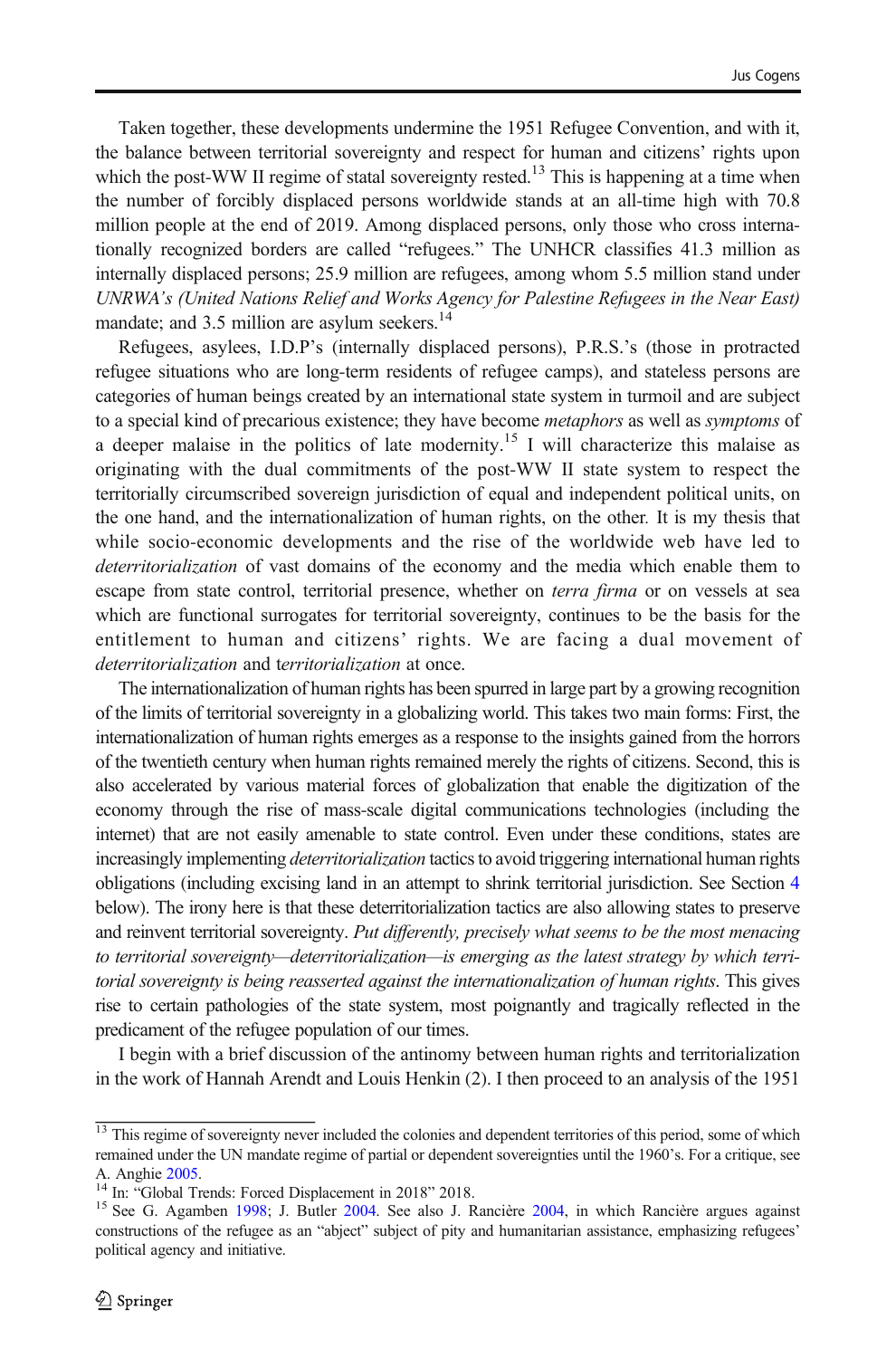Taken together, these developments undermine the 1951 Refugee Convention, and with it, the balance between territorial sovereignty and respect for human and citizens' rights upon which the post-WW II regime of statal sovereignty rested.[13] This is happening at a time when the number of forcibly displaced persons worldwide stands at an all-time high with 70.8 million people at the end of 2019. Among displaced persons, only those who cross internationally recognized borders are called "refugees." The UNHCR classifies 41.3 million as internally displaced persons; 25.9 million are refugees, among whom 5.5 million stand under *UNRWA's (United Nations Relief and Works Agency for Palestine Refugees in the Near East)* mandate; and 3.5 million are asylum seekers.[14]

Refugees, asylees, I.D.P's (internally displaced persons), P.R.S.'s (those in protracted refugee situations who are long-term residents of refugee camps), and stateless persons are categories of human beings created by an international state system in turmoil and are subject to a special kind of precarious existence; they have become *metaphors* as well as *symptoms* of a deeper malaise in the politics of late modernity.[15] I will characterize this malaise as originating with the dual commitments of the post-WW II state system to respect the territorially circumscribed sovereign jurisdiction of equal and independent political units, on the one hand, and the internationalization of human rights, on the other. It is my thesis that while socio-economic developments and the rise of the worldwide web have led to *deterritorialization* of vast domains of the economy and the media which enable them to escape from state control, territorial presence, whether on *terra firma* or on vessels at sea which are functional surrogates for territorial sovereignty, continues to be the basis for the entitlement to human and citizens' rights. We are facing a dual movement of *deterritorialization* and *territorialization* at once.

The internationalization of human rights has been spurred in large part by a growing recognition of the limits of territorial sovereignty in a globalizing world. This takes two main forms: First, the internationalization of human rights emerges as a response to the insights gained from the horrors of the twentieth century when human rights remained merely the rights of citizens. Second, this is also accelerated by various material forces of globalization that enable the digitization of the economy through the rise of mass-scale digital communications technologies (including the internet) that are not easily amenable to state control. Even under these conditions, states are increasingly implementing *deterritorialization* tactics to avoid triggering international human rights obligations (including excising land in an attempt to shrink territorial jurisdiction. See Section 4 below). The irony here is that these deterritorialization tactics are also allowing states to preserve and reinvent territorial sovereignty. *Put differently, precisely what seems to be the most menacing to territorial sovereignty—deterritorialization—is emerging as the latest strategy by which territorial sovereignty is being reasserted against the internationalization of human rights*. This gives rise to certain pathologies of the state system, most poignantly and tragically reflected in the predicament of the refugee population of our times.

I begin with a brief discussion of the antinomy between human rights and territorialization in the work of Hannah Arendt and Louis Henkin (2). I then proceed to an analysis of the 1951

---

[13] This regime of sovereignty never included the colonies and dependent territories of this period, some of which remained under the UN mandate regime of partial or dependent sovereignties until the 1960's. For a critique, see A. Anghie 2005.

[14] In: "Global Trends: Forced Displacement in 2018" 2018.

[15] See G. Agamben 1998; J. Butler 2004. See also J. Rancière 2004, in which Rancière argues against constructions of the refugee as an "abject" subject of pity and humanitarian assistance, emphasizing refugees' political agency and initiative.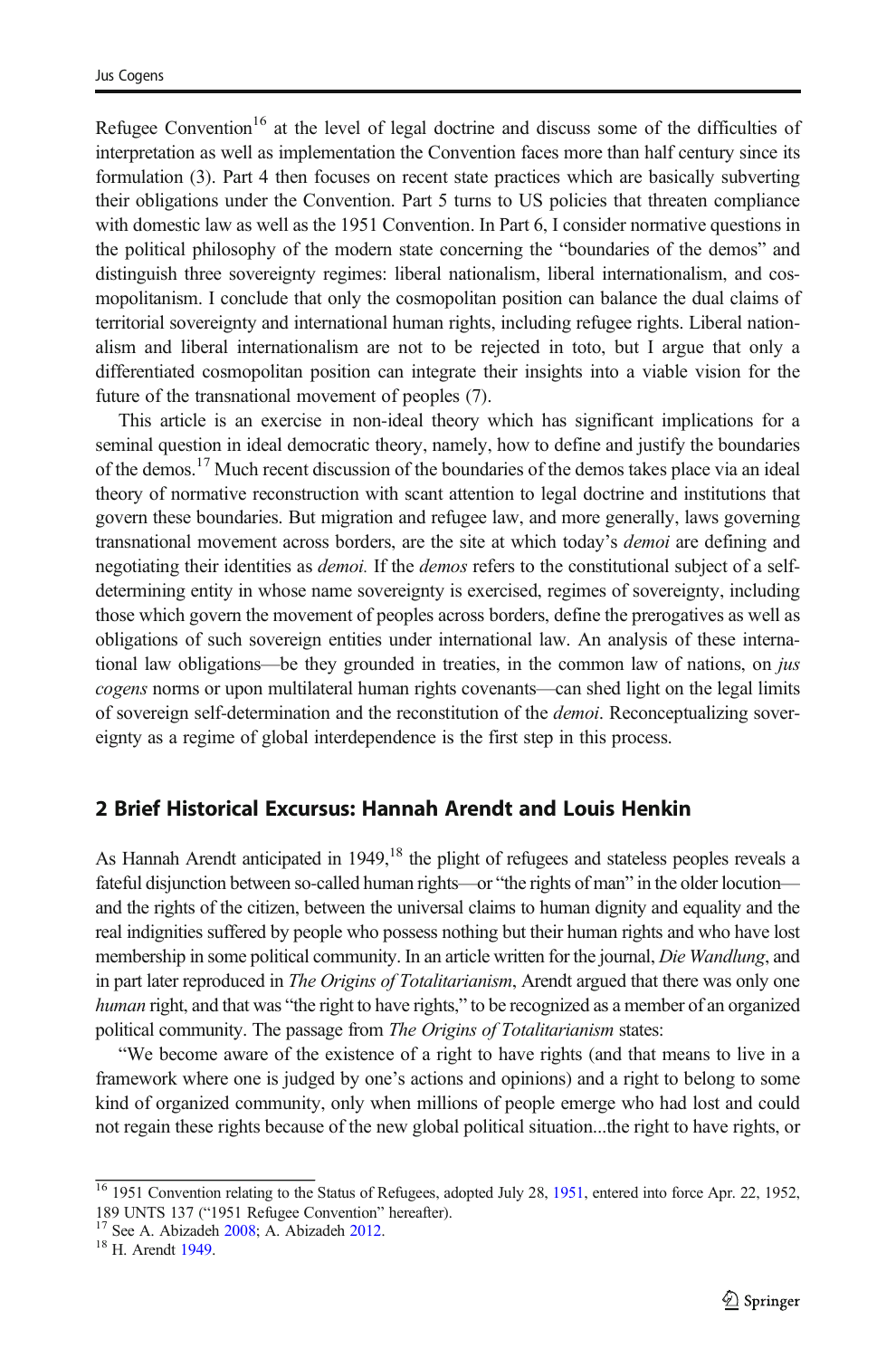Refugee Convention[16] at the level of legal doctrine and discuss some of the difficulties of interpretation as well as implementation the Convention faces more than half century since its formulation (3). Part 4 then focuses on recent state practices which are basically subverting their obligations under the Convention. Part 5 turns to US policies that threaten compliance with domestic law as well as the 1951 Convention. In Part 6, I consider normative questions in the political philosophy of the modern state concerning the "boundaries of the demos" and distinguish three sovereignty regimes: liberal nationalism, liberal internationalism, and cosmopolitanism. I conclude that only the cosmopolitan position can balance the dual claims of territorial sovereignty and international human rights, including refugee rights. Liberal nationalism and liberal internationalism are not to be rejected in toto, but I argue that only a differentiated cosmopolitan position can integrate their insights into a viable vision for the future of the transnational movement of peoples (7).

This article is an exercise in non-ideal theory which has significant implications for a seminal question in ideal democratic theory, namely, how to define and justify the boundaries of the demos.[17] Much recent discussion of the boundaries of the demos takes place via an ideal theory of normative reconstruction with scant attention to legal doctrine and institutions that govern these boundaries. But migration and refugee law, and more generally, laws governing transnational movement across borders, are the site at which today's *demoi* are defining and negotiating their identities as *demoi.* If the *demos* refers to the constitutional subject of a self-determining entity in whose name sovereignty is exercised, regimes of sovereignty, including those which govern the movement of peoples across borders, define the prerogatives as well as obligations of such sovereign entities under international law. An analysis of these international law obligations—be they grounded in treaties, in the common law of nations, on *jus cogens* norms or upon multilateral human rights covenants—can shed light on the legal limits of sovereign self-determination and the reconstitution of the *demoi*. Reconceptualizing sovereignty as a regime of global interdependence is the first step in this process.

## 2 Brief Historical Excursus: Hannah Arendt and Louis Henkin

As Hannah Arendt anticipated in 1949,[18] the plight of refugees and stateless peoples reveals a fateful disjunction between so-called human rights—or "the rights of man" in the older locution—and the rights of the citizen, between the universal claims to human dignity and equality and the real indignities suffered by people who possess nothing but their human rights and who have lost membership in some political community. In an article written for the journal, *Die Wandlung*, and in part later reproduced in *The Origins of Totalitarianism*, Arendt argued that there was only one *human* right, and that was "the right to have rights," to be recognized as a member of an organized political community. The passage from *The Origins of Totalitarianism* states:

"We become aware of the existence of a right to have rights (and that means to live in a framework where one is judged by one's actions and opinions) and a right to belong to some kind of organized community, only when millions of people emerge who had lost and could not regain these rights because of the new global political situation...the right to have rights, or

---

[16] 1951 Convention relating to the Status of Refugees, adopted July 28, 1951, entered into force Apr. 22, 1952, 189 UNTS 137 ("1951 Refugee Convention" hereafter).

[17] See A. Abizadeh 2008; A. Abizadeh 2012.

[18] H. Arendt 1949.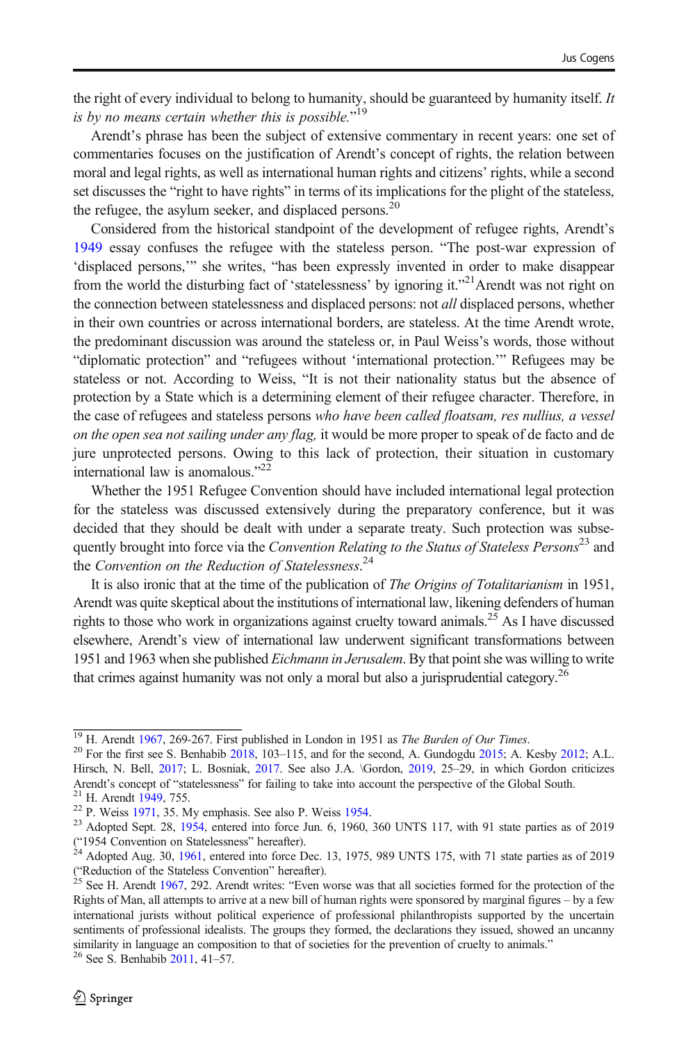the right of every individual to belong to humanity, should be guaranteed by humanity itself. *It is by no means certain whether this is possible.*"[19]

Arendt's phrase has been the subject of extensive commentary in recent years: one set of commentaries focuses on the justification of Arendt's concept of rights, the relation between moral and legal rights, as well as international human rights and citizens' rights, while a second set discusses the "right to have rights" in terms of its implications for the plight of the stateless, the refugee, the asylum seeker, and displaced persons.[20]

Considered from the historical standpoint of the development of refugee rights, Arendt's 1949 essay confuses the refugee with the stateless person. "The post-war expression of 'displaced persons,'" she writes, "has been expressly invented in order to make disappear from the world the disturbing fact of 'statelessness' by ignoring it."[21] Arendt was not right on the connection between statelessness and displaced persons: not *all* displaced persons, whether in their own countries or across international borders, are stateless. At the time Arendt wrote, the predominant discussion was around the stateless or, in Paul Weiss's words, those without "diplomatic protection" and "refugees without 'international protection.'" Refugees may be stateless or not. According to Weiss, "It is not their nationality status but the absence of protection by a State which is a determining element of their refugee character. Therefore, in the case of refugees and stateless persons *who have been called floatsam, res nullius, a vessel on the open sea not sailing under any flag,* it would be more proper to speak of de facto and de jure unprotected persons. Owing to this lack of protection, their situation in customary international law is anomalous."[22]

Whether the 1951 Refugee Convention should have included international legal protection for the stateless was discussed extensively during the preparatory conference, but it was decided that they should be dealt with under a separate treaty. Such protection was subsequently brought into force via the *Convention Relating to the Status of Stateless Persons*[23] and the *Convention on the Reduction of Statelessness*.[24]

It is also ironic that at the time of the publication of *The Origins of Totalitarianism* in 1951, Arendt was quite skeptical about the institutions of international law, likening defenders of human rights to those who work in organizations against cruelty toward animals.[25] As I have discussed elsewhere, Arendt's view of international law underwent significant transformations between 1951 and 1963 when she published *Eichmann in Jerusalem*. By that point she was willing to write that crimes against humanity was not only a moral but also a jurisprudential category.[26]

---

[19] H. Arendt 1967, 269-267. First published in London in 1951 as *The Burden of Our Times*.

[20] For the first see S. Benhabib 2018, 103–115, and for the second, A. Gundogdu 2015; A. Kesby 2012; A.L. Hirsch, N. Bell, 2017; L. Bosniak, 2017. See also J.A. \Gordon, 2019, 25–29, in which Gordon criticizes Arendt's concept of "statelessness" for failing to take into account the perspective of the Global South.

[21] H. Arendt 1949, 755.

[22] P. Weiss 1971, 35. My emphasis. See also P. Weiss 1954.

[23] Adopted Sept. 28, 1954, entered into force Jun. 6, 1960, 360 UNTS 117, with 91 state parties as of 2019 ("1954 Convention on Statelessness" hereafter).

[24] Adopted Aug. 30, 1961, entered into force Dec. 13, 1975, 989 UNTS 175, with 71 state parties as of 2019 ("Reduction of the Stateless Convention" hereafter).

[25] See H. Arendt 1967, 292. Arendt writes: "Even worse was that all societies formed for the protection of the Rights of Man, all attempts to arrive at a new bill of human rights were sponsored by marginal figures – by a few international jurists without political experience of professional philanthropists supported by the uncertain sentiments of professional idealists. The groups they formed, the declarations they issued, showed an uncanny similarity in language an composition to that of societies for the prevention of cruelty to animals."

[26] See S. Benhabib 2011, 41–57.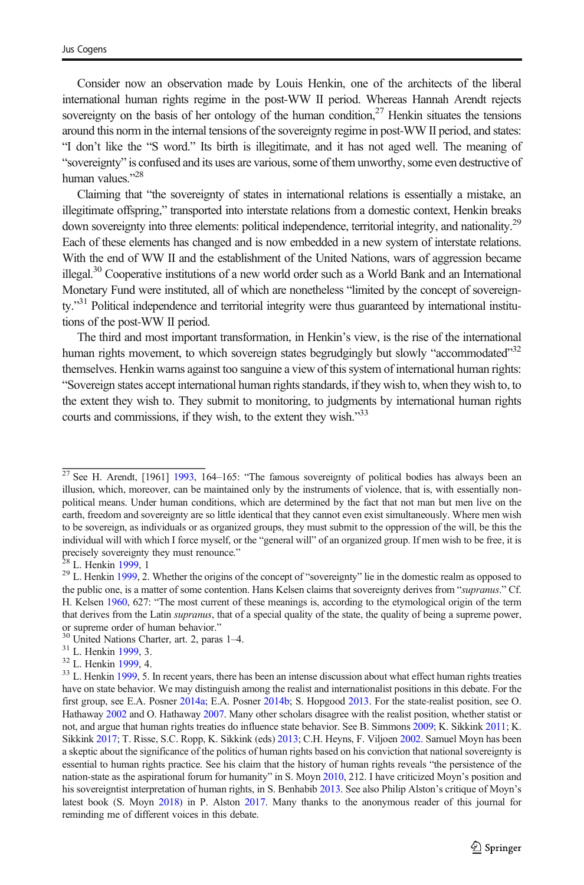Consider now an observation made by Louis Henkin, one of the architects of the liberal international human rights regime in the post-WW II period. Whereas Hannah Arendt rejects sovereignty on the basis of her ontology of the human condition,[27] Henkin situates the tensions around this norm in the internal tensions of the sovereignty regime in post-WW II period, and states: "I don't like the "S word." Its birth is illegitimate, and it has not aged well. The meaning of "sovereignty" is confused and its uses are various, some of them unworthy, some even destructive of human values."[28]

Claiming that "the sovereignty of states in international relations is essentially a mistake, an illegitimate offspring," transported into interstate relations from a domestic context, Henkin breaks down sovereignty into three elements: political independence, territorial integrity, and nationality.[29] Each of these elements has changed and is now embedded in a new system of interstate relations. With the end of WW II and the establishment of the United Nations, wars of aggression became illegal.[30] Cooperative institutions of a new world order such as a World Bank and an International Monetary Fund were instituted, all of which are nonetheless "limited by the concept of sovereignty."[31] Political independence and territorial integrity were thus guaranteed by international institutions of the post-WW II period.

The third and most important transformation, in Henkin's view, is the rise of the international human rights movement, to which sovereign states begrudgingly but slowly "accommodated"[32] themselves. Henkin warns against too sanguine a view of this system of international human rights: "Sovereign states accept international human rights standards, if they wish to, when they wish to, to the extent they wish to. They submit to monitoring, to judgments by international human rights courts and commissions, if they wish, to the extent they wish."[33]

---

[27] See H. Arendt, [1961] 1993, 164–165: "The famous sovereignty of political bodies has always been an illusion, which, moreover, can be maintained only by the instruments of violence, that is, with essentially non-political means. Under human conditions, which are determined by the fact that not man but men live on the earth, freedom and sovereignty are so little identical that they cannot even exist simultaneously. Where men wish to be sovereign, as individuals or as organized groups, they must submit to the oppression of the will, be this the individual will with which I force myself, or the "general will" of an organized group. If men wish to be free, it is precisely sovereignty they must renounce."

[28] L. Henkin 1999, 1

[29] L. Henkin 1999, 2. Whether the origins of the concept of "sovereignty" lie in the domestic realm as opposed to the public one, is a matter of some contention. Hans Kelsen claims that sovereignty derives from "*supranus*." Cf. H. Kelsen 1960, 627: "The most current of these meanings is, according to the etymological origin of the term that derives from the Latin *supranus*, that of a special quality of the state, the quality of being a supreme power, or supreme order of human behavior."

[30] United Nations Charter, art. 2, paras 1–4.

[31] L. Henkin 1999, 3.

[32] L. Henkin 1999, 4.

[33] L. Henkin 1999, 5. In recent years, there has been an intense discussion about what effect human rights treaties have on state behavior. We may distinguish among the realist and internationalist positions in this debate. For the first group, see E.A. Posner 2014a; E.A. Posner 2014b; S. Hopgood 2013. For the state-realist position, see O. Hathaway 2002 and O. Hathaway 2007. Many other scholars disagree with the realist position, whether statist or not, and argue that human rights treaties do influence state behavior. See B. Simmons 2009; K. Sikkink 2011; K. Sikkink 2017; T. Risse, S.C. Ropp, K. Sikkink (eds) 2013; C.H. Heyns, F. Viljoen 2002. Samuel Moyn has been a skeptic about the significance of the politics of human rights based on his conviction that national sovereignty is essential to human rights practice. See his claim that the history of human rights reveals "the persistence of the nation-state as the aspirational forum for humanity" in S. Moyn 2010, 212. I have criticized Moyn's position and his sovereigntist interpretation of human rights, in S. Benhabib 2013. See also Philip Alston's critique of Moyn's latest book (S. Moyn 2018) in P. Alston 2017. Many thanks to the anonymous reader of this journal for reminding me of different voices in this debate.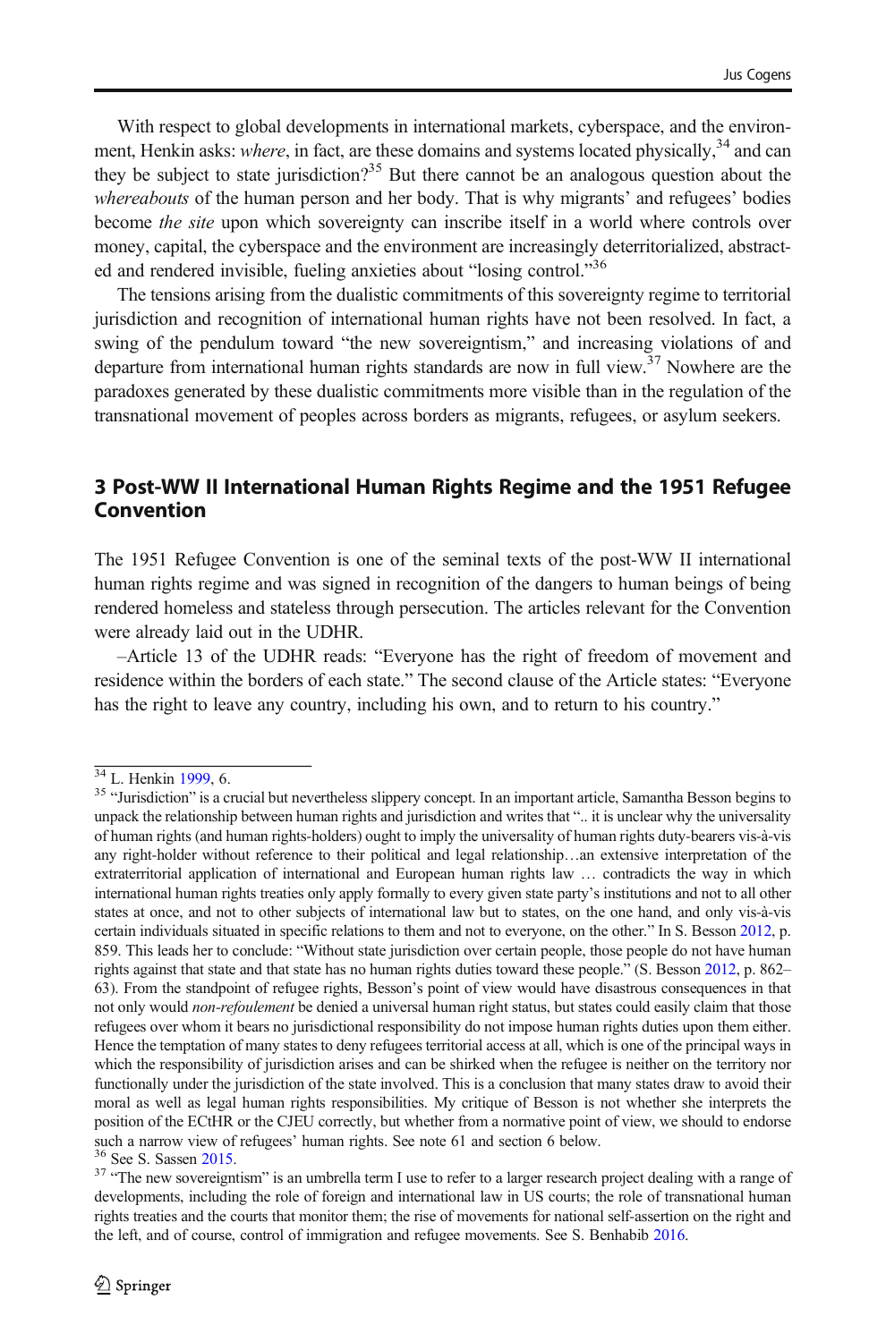With respect to global developments in international markets, cyberspace, and the environment, Henkin asks: *where*, in fact, are these domains and systems located physically,[34] and can they be subject to state jurisdiction?[35] But there cannot be an analogous question about the *whereabouts* of the human person and her body. That is why migrants' and refugees' bodies become *the site* upon which sovereignty can inscribe itself in a world where controls over money, capital, the cyberspace and the environment are increasingly deterritorialized, abstracted and rendered invisible, fueling anxieties about "losing control."[36]

The tensions arising from the dualistic commitments of this sovereignty regime to territorial jurisdiction and recognition of international human rights have not been resolved. In fact, a swing of the pendulum toward "the new sovereigntism," and increasing violations of and departure from international human rights standards are now in full view.[37] Nowhere are the paradoxes generated by these dualistic commitments more visible than in the regulation of the transnational movement of peoples across borders as migrants, refugees, or asylum seekers.

## 3 Post-WW II International Human Rights Regime and the 1951 Refugee Convention

The 1951 Refugee Convention is one of the seminal texts of the post-WW II international human rights regime and was signed in recognition of the dangers to human beings of being rendered homeless and stateless through persecution. The articles relevant for the Convention were already laid out in the UDHR.

–Article 13 of the UDHR reads: "Everyone has the right of freedom of movement and residence within the borders of each state." The second clause of the Article states: "Everyone has the right to leave any country, including his own, and to return to his country."

---

[34] L. Henkin 1999, 6.

[35] "Jurisdiction" is a crucial but nevertheless slippery concept. In an important article, Samantha Besson begins to unpack the relationship between human rights and jurisdiction and writes that ".. it is unclear why the universality of human rights (and human rights-holders) ought to imply the universality of human rights duty-bearers vis-à-vis any right-holder without reference to their political and legal relationship…an extensive interpretation of the extraterritorial application of international and European human rights law … contradicts the way in which international human rights treaties only apply formally to every given state party's institutions and not to all other states at once, and not to other subjects of international law but to states, on the one hand, and only vis-à-vis certain individuals situated in specific relations to them and not to everyone, on the other." In S. Besson 2012, p. 859. This leads her to conclude: "Without state jurisdiction over certain people, those people do not have human rights against that state and that state has no human rights duties toward these people." (S. Besson 2012, p. 862–63). From the standpoint of refugee rights, Besson's point of view would have disastrous consequences in that not only would *non-refoulement* be denied a universal human right status, but states could easily claim that those refugees over whom it bears no jurisdictional responsibility do not impose human rights duties upon them either. Hence the temptation of many states to deny refugees territorial access at all, which is one of the principal ways in which the responsibility of jurisdiction arises and can be shirked when the refugee is neither on the territory nor functionally under the jurisdiction of the state involved. This is a conclusion that many states draw to avoid their moral as well as legal human rights responsibilities. My critique of Besson is not whether she interprets the position of the ECtHR or the CJEU correctly, but whether from a normative point of view, we should to endorse such a narrow view of refugees' human rights. See note 61 and section 6 below.

[36] See S. Sassen 2015.

[37] "The new sovereigntism" is an umbrella term I use to refer to a larger research project dealing with a range of developments, including the role of foreign and international law in US courts; the role of transnational human rights treaties and the courts that monitor them; the rise of movements for national self-assertion on the right and the left, and of course, control of immigration and refugee movements. See S. Benhabib 2016.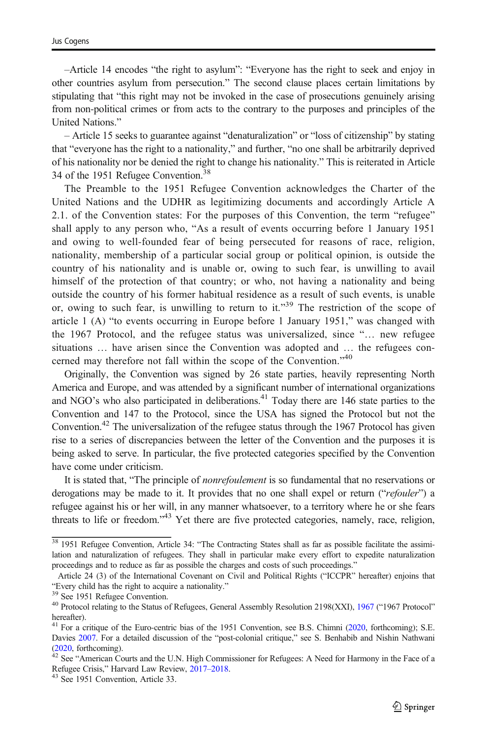–Article 14 encodes "the right to asylum": "Everyone has the right to seek and enjoy in other countries asylum from persecution." The second clause places certain limitations by stipulating that "this right may not be invoked in the case of prosecutions genuinely arising from non-political crimes or from acts to the contrary to the purposes and principles of the United Nations."

– Article 15 seeks to guarantee against "denaturalization" or "loss of citizenship" by stating that "everyone has the right to a nationality," and further, "no one shall be arbitrarily deprived of his nationality nor be denied the right to change his nationality." This is reiterated in Article 34 of the 1951 Refugee Convention.[38]

The Preamble to the 1951 Refugee Convention acknowledges the Charter of the United Nations and the UDHR as legitimizing documents and accordingly Article A 2.1. of the Convention states: For the purposes of this Convention, the term "refugee" shall apply to any person who, "As a result of events occurring before 1 January 1951 and owing to well-founded fear of being persecuted for reasons of race, religion, nationality, membership of a particular social group or political opinion, is outside the country of his nationality and is unable or, owing to such fear, is unwilling to avail himself of the protection of that country; or who, not having a nationality and being outside the country of his former habitual residence as a result of such events, is unable or, owing to such fear, is unwilling to return to it."[39] The restriction of the scope of article 1 (A) "to events occurring in Europe before 1 January 1951," was changed with the 1967 Protocol, and the refugee status was universalized, since "… new refugee situations … have arisen since the Convention was adopted and … the refugees concerned may therefore not fall within the scope of the Convention."[40]

Originally, the Convention was signed by 26 state parties, heavily representing North America and Europe, and was attended by a significant number of international organizations and NGO's who also participated in deliberations.[41] Today there are 146 state parties to the Convention and 147 to the Protocol, since the USA has signed the Protocol but not the Convention.[42] The universalization of the refugee status through the 1967 Protocol has given rise to a series of discrepancies between the letter of the Convention and the purposes it is being asked to serve. In particular, the five protected categories specified by the Convention have come under criticism.

It is stated that, "The principle of *nonrefoulement* is so fundamental that no reservations or derogations may be made to it. It provides that no one shall expel or return ("*refouler*") a refugee against his or her will, in any manner whatsoever, to a territory where he or she fears threats to life or freedom."[43] Yet there are five protected categories, namely, race, religion,

---

[38] 1951 Refugee Convention, Article 34: "The Contracting States shall as far as possible facilitate the assimilation and naturalization of refugees. They shall in particular make every effort to expedite naturalization proceedings and to reduce as far as possible the charges and costs of such proceedings."

Article 24 (3) of the International Covenant on Civil and Political Rights ("ICCPR" hereafter) enjoins that "Every child has the right to acquire a nationality."

[39] See 1951 Refugee Convention.

[40] Protocol relating to the Status of Refugees, General Assembly Resolution 2198(XXI), 1967 ("1967 Protocol" hereafter).

[41] For a critique of the Euro-centric bias of the 1951 Convention, see B.S. Chimni (2020, forthcoming); S.E. Davies 2007. For a detailed discussion of the "post-colonial critique," see S. Benhabib and Nishin Nathwani (2020, forthcoming).

[42] See "American Courts and the U.N. High Commissioner for Refugees: A Need for Harmony in the Face of a Refugee Crisis," Harvard Law Review, 2017–2018.

[43] See 1951 Convention, Article 33.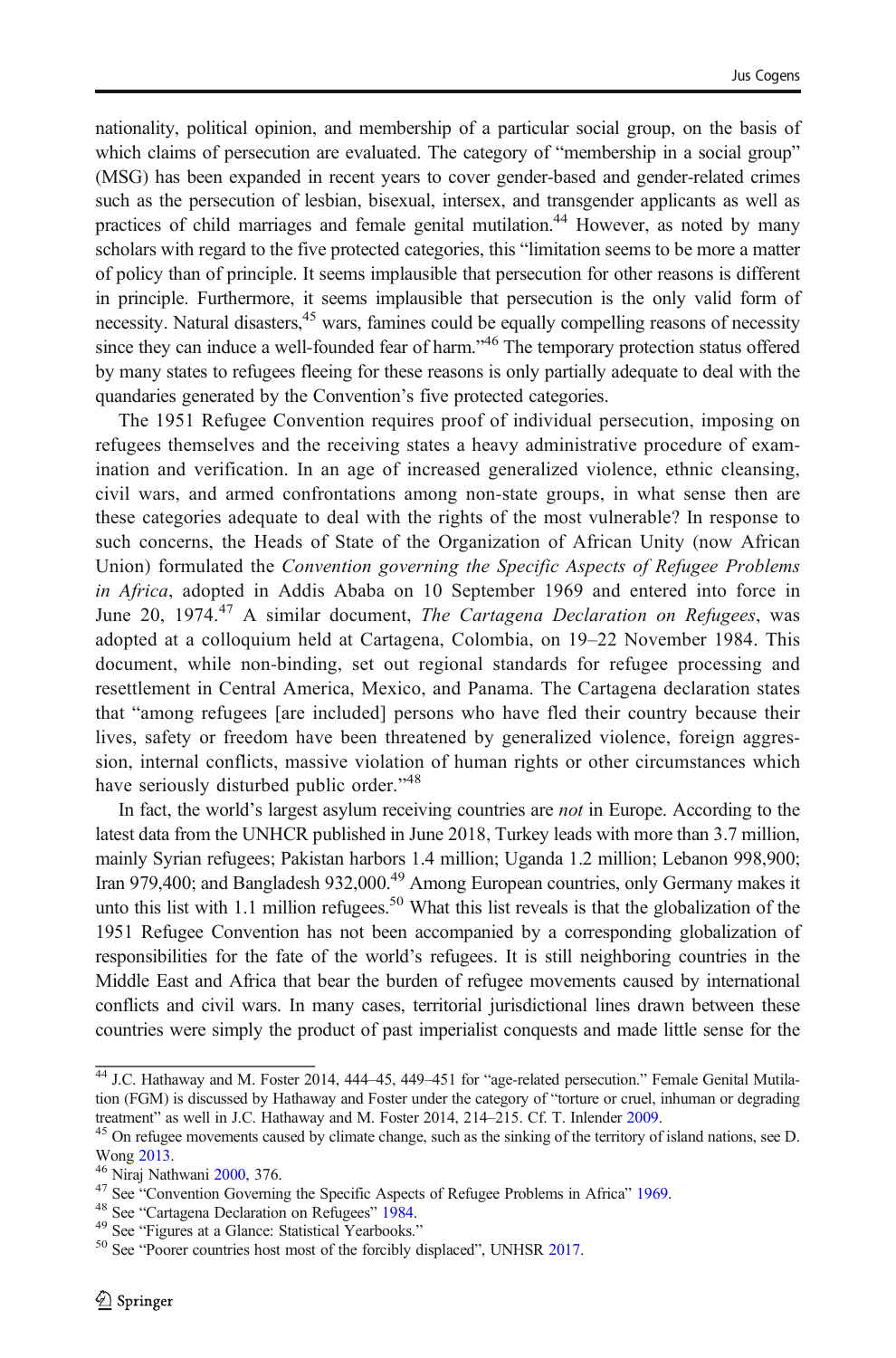nationality, political opinion, and membership of a particular social group, on the basis of which claims of persecution are evaluated. The category of "membership in a social group" (MSG) has been expanded in recent years to cover gender-based and gender-related crimes such as the persecution of lesbian, bisexual, intersex, and transgender applicants as well as practices of child marriages and female genital mutilation.[44] However, as noted by many scholars with regard to the five protected categories, this "limitation seems to be more a matter of policy than of principle. It seems implausible that persecution for other reasons is different in principle. Furthermore, it seems implausible that persecution is the only valid form of necessity. Natural disasters,[45] wars, famines could be equally compelling reasons of necessity since they can induce a well-founded fear of harm."[46] The temporary protection status offered by many states to refugees fleeing for these reasons is only partially adequate to deal with the quandaries generated by the Convention's five protected categories.

The 1951 Refugee Convention requires proof of individual persecution, imposing on refugees themselves and the receiving states a heavy administrative procedure of examination and verification. In an age of increased generalized violence, ethnic cleansing, civil wars, and armed confrontations among non-state groups, in what sense then are these categories adequate to deal with the rights of the most vulnerable? In response to such concerns, the Heads of State of the Organization of African Unity (now African Union) formulated the *Convention governing the Specific Aspects of Refugee Problems in Africa*, adopted in Addis Ababa on 10 September 1969 and entered into force in June 20, 1974.[47] A similar document, *The Cartagena Declaration on Refugees*, was adopted at a colloquium held at Cartagena, Colombia, on 19–22 November 1984. This document, while non-binding, set out regional standards for refugee processing and resettlement in Central America, Mexico, and Panama. The Cartagena declaration states that "among refugees [are included] persons who have fled their country because their lives, safety or freedom have been threatened by generalized violence, foreign aggression, internal conflicts, massive violation of human rights or other circumstances which have seriously disturbed public order."[48]

In fact, the world's largest asylum receiving countries are *not* in Europe. According to the latest data from the UNHCR published in June 2018, Turkey leads with more than 3.7 million, mainly Syrian refugees; Pakistan harbors 1.4 million; Uganda 1.2 million; Lebanon 998,900; Iran 979,400; and Bangladesh 932,000.[49] Among European countries, only Germany makes it unto this list with 1.1 million refugees.[50] What this list reveals is that the globalization of the 1951 Refugee Convention has not been accompanied by a corresponding globalization of responsibilities for the fate of the world's refugees. It is still neighboring countries in the Middle East and Africa that bear the burden of refugee movements caused by international conflicts and civil wars. In many cases, territorial jurisdictional lines drawn between these countries were simply the product of past imperialist conquests and made little sense for the

---

[44] J.C. Hathaway and M. Foster 2014, 444–45, 449–451 for "age-related persecution." Female Genital Mutilation (FGM) is discussed by Hathaway and Foster under the category of "torture or cruel, inhuman or degrading treatment" as well in J.C. Hathaway and M. Foster 2014, 214–215. Cf. T. Inlender 2009.

[45] On refugee movements caused by climate change, such as the sinking of the territory of island nations, see D. Wong 2013.

[46] Niraj Nathwani 2000, 376.

[47] See "Convention Governing the Specific Aspects of Refugee Problems in Africa" 1969.

[48] See "Cartagena Declaration on Refugees" 1984.

[49] See "Figures at a Glance: Statistical Yearbooks."

[50] See "Poorer countries host most of the forcibly displaced", UNHSR 2017.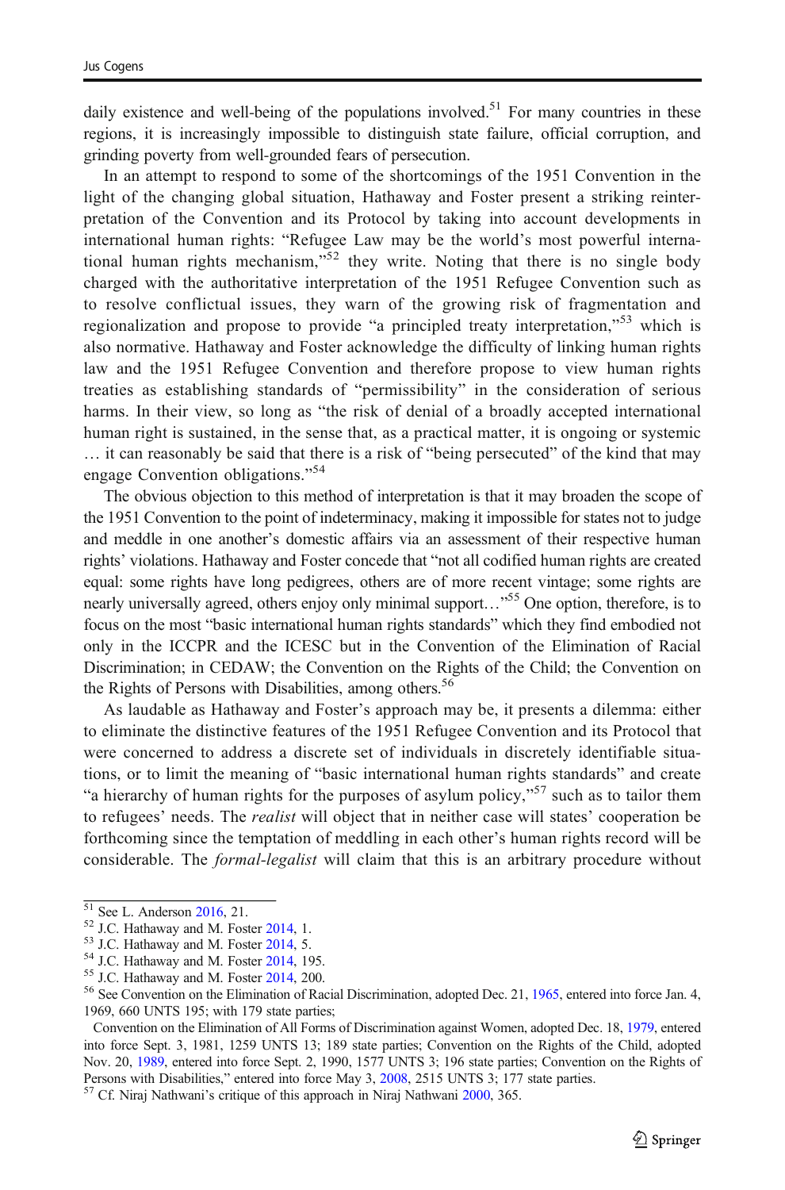daily existence and well-being of the populations involved.[51] For many countries in these regions, it is increasingly impossible to distinguish state failure, official corruption, and grinding poverty from well-grounded fears of persecution.

In an attempt to respond to some of the shortcomings of the 1951 Convention in the light of the changing global situation, Hathaway and Foster present a striking reinterpretation of the Convention and its Protocol by taking into account developments in international human rights: "Refugee Law may be the world's most powerful international human rights mechanism,"[52] they write. Noting that there is no single body charged with the authoritative interpretation of the 1951 Refugee Convention such as to resolve conflictual issues, they warn of the growing risk of fragmentation and regionalization and propose to provide "a principled treaty interpretation,"[53] which is also normative. Hathaway and Foster acknowledge the difficulty of linking human rights law and the 1951 Refugee Convention and therefore propose to view human rights treaties as establishing standards of "permissibility" in the consideration of serious harms. In their view, so long as "the risk of denial of a broadly accepted international human right is sustained, in the sense that, as a practical matter, it is ongoing or systemic … it can reasonably be said that there is a risk of "being persecuted" of the kind that may engage Convention obligations."[54]

The obvious objection to this method of interpretation is that it may broaden the scope of the 1951 Convention to the point of indeterminacy, making it impossible for states not to judge and meddle in one another's domestic affairs via an assessment of their respective human rights' violations. Hathaway and Foster concede that "not all codified human rights are created equal: some rights have long pedigrees, others are of more recent vintage; some rights are nearly universally agreed, others enjoy only minimal support…"[55] One option, therefore, is to focus on the most "basic international human rights standards" which they find embodied not only in the ICCPR and the ICESC but in the Convention of the Elimination of Racial Discrimination; in CEDAW; the Convention on the Rights of the Child; the Convention on the Rights of Persons with Disabilities, among others.[56]

As laudable as Hathaway and Foster's approach may be, it presents a dilemma: either to eliminate the distinctive features of the 1951 Refugee Convention and its Protocol that were concerned to address a discrete set of individuals in discretely identifiable situations, or to limit the meaning of "basic international human rights standards" and create "a hierarchy of human rights for the purposes of asylum policy,"[57] such as to tailor them to refugees' needs. The *realist* will object that in neither case will states' cooperation be forthcoming since the temptation of meddling in each other's human rights record will be considerable. The *formal-legalist* will claim that this is an arbitrary procedure without

---

[51] See L. Anderson 2016, 21.

[52] J.C. Hathaway and M. Foster 2014, 1.

[53] J.C. Hathaway and M. Foster 2014, 5.

[54] J.C. Hathaway and M. Foster 2014, 195.

[55] J.C. Hathaway and M. Foster 2014, 200.

[56] See Convention on the Elimination of Racial Discrimination, adopted Dec. 21, 1965, entered into force Jan. 4, 1969, 660 UNTS 195; with 179 state parties;

Convention on the Elimination of All Forms of Discrimination against Women, adopted Dec. 18, 1979, entered into force Sept. 3, 1981, 1259 UNTS 13; 189 state parties; Convention on the Rights of the Child, adopted Nov. 20, 1989, entered into force Sept. 2, 1990, 1577 UNTS 3; 196 state parties; Convention on the Rights of Persons with Disabilities," entered into force May 3, 2008, 2515 UNTS 3; 177 state parties.

[57] Cf. Niraj Nathwani's critique of this approach in Niraj Nathwani 2000, 365.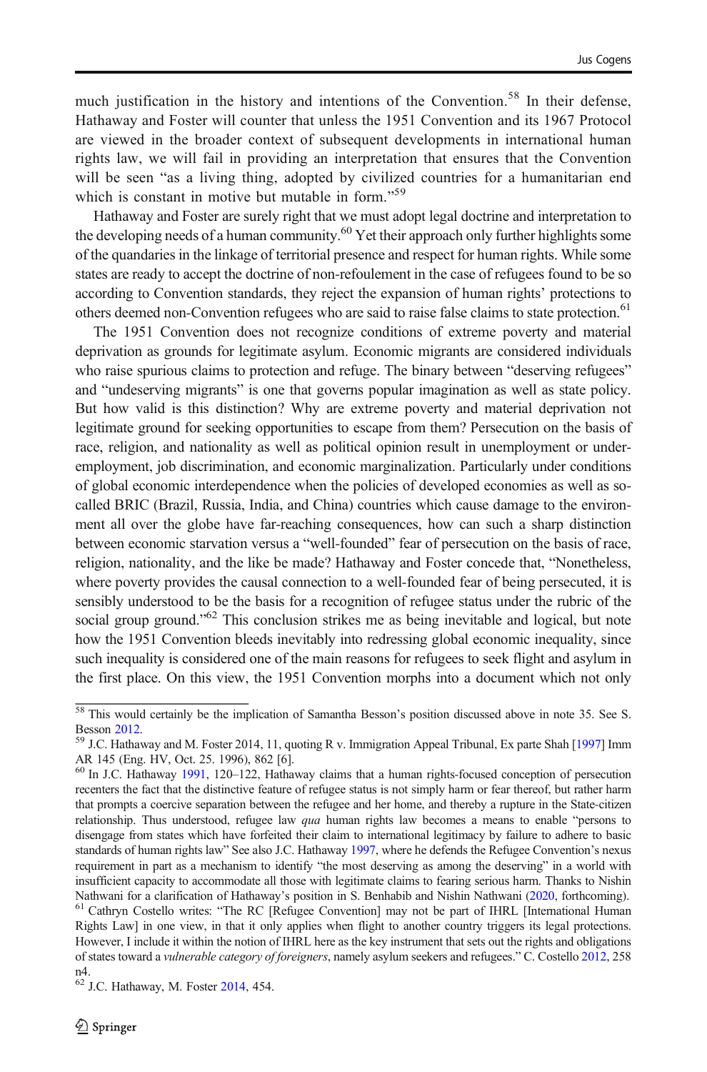much justification in the history and intentions of the Convention.[58] In their defense, Hathaway and Foster will counter that unless the 1951 Convention and its 1967 Protocol are viewed in the broader context of subsequent developments in international human rights law, we will fail in providing an interpretation that ensures that the Convention will be seen "as a living thing, adopted by civilized countries for a humanitarian end which is constant in motive but mutable in form."[59]

Hathaway and Foster are surely right that we must adopt legal doctrine and interpretation to the developing needs of a human community.[60] Yet their approach only further highlights some of the quandaries in the linkage of territorial presence and respect for human rights. While some states are ready to accept the doctrine of non-refoulement in the case of refugees found to be so according to Convention standards, they reject the expansion of human rights' protections to others deemed non-Convention refugees who are said to raise false claims to state protection.[61]

The 1951 Convention does not recognize conditions of extreme poverty and material deprivation as grounds for legitimate asylum. Economic migrants are considered individuals who raise spurious claims to protection and refuge. The binary between "deserving refugees" and "undeserving migrants" is one that governs popular imagination as well as state policy. But how valid is this distinction? Why are extreme poverty and material deprivation not legitimate ground for seeking opportunities to escape from them? Persecution on the basis of race, religion, and nationality as well as political opinion result in unemployment or under-employment, job discrimination, and economic marginalization. Particularly under conditions of global economic interdependence when the policies of developed economies as well as so-called BRIC (Brazil, Russia, India, and China) countries which cause damage to the environment all over the globe have far-reaching consequences, how can such a sharp distinction between economic starvation versus a "well-founded" fear of persecution on the basis of race, religion, nationality, and the like be made? Hathaway and Foster concede that, "Nonetheless, where poverty provides the causal connection to a well-founded fear of being persecuted, it is sensibly understood to be the basis for a recognition of refugee status under the rubric of the social group ground."[62] This conclusion strikes me as being inevitable and logical, but note how the 1951 Convention bleeds inevitably into redressing global economic inequality, since such inequality is considered one of the main reasons for refugees to seek flight and asylum in the first place. On this view, the 1951 Convention morphs into a document which not only

---

[58] This would certainly be the implication of Samantha Besson's position discussed above in note 35. See S. Besson 2012.

[59] J.C. Hathaway and M. Foster 2014, 11, quoting R v. Immigration Appeal Tribunal, Ex parte Shah [1997] Imm AR 145 (Eng. HV, Oct. 25. 1996), 862 [6].

[60] In J.C. Hathaway 1991, 120–122, Hathaway claims that a human rights-focused conception of persecution recenters the fact that the distinctive feature of refugee status is not simply harm or fear thereof, but rather harm that prompts a coercive separation between the refugee and her home, and thereby a rupture in the State-citizen relationship. Thus understood, refugee law *qua* human rights law becomes a means to enable "persons to disengage from states which have forfeited their claim to international legitimacy by failure to adhere to basic standards of human rights law" See also J.C. Hathaway 1997, where he defends the Refugee Convention's nexus requirement in part as a mechanism to identify "the most deserving as among the deserving" in a world with insufficient capacity to accommodate all those with legitimate claims to fearing serious harm. Thanks to Nishin Nathwani for a clarification of Hathaway's position in S. Benhabib and Nishin Nathwani (2020, forthcoming).

[61] Cathryn Costello writes: "The RC [Refugee Convention] may not be part of IHRL [International Human Rights Law] in one view, in that it only applies when flight to another country triggers its legal protections. However, I include it within the notion of IHRL here as the key instrument that sets out the rights and obligations of states toward a *vulnerable category of foreigners*, namely asylum seekers and refugees." C. Costello 2012, 258 n4.

[62] J.C. Hathaway, M. Foster 2014, 454.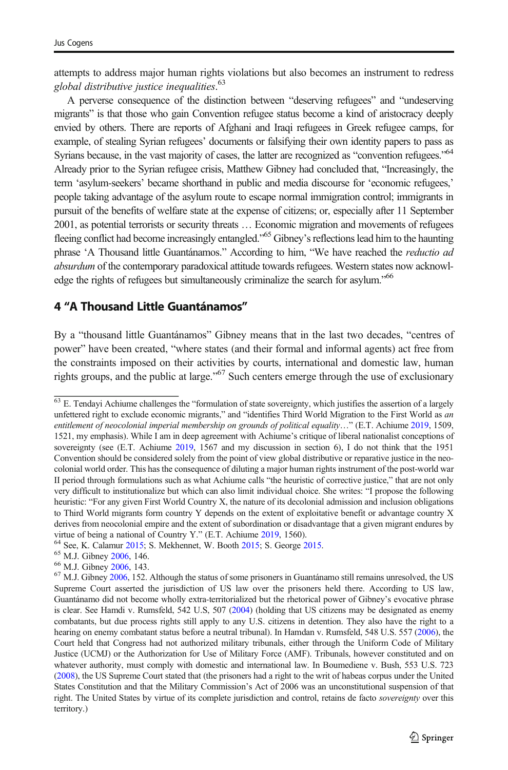attempts to address major human rights violations but also becomes an instrument to redress *global distributive justice inequalities*.[63]

A perverse consequence of the distinction between "deserving refugees" and "undeserving migrants" is that those who gain Convention refugee status become a kind of aristocracy deeply envied by others. There are reports of Afghani and Iraqi refugees in Greek refugee camps, for example, of stealing Syrian refugees' documents or falsifying their own identity papers to pass as Syrians because, in the vast majority of cases, the latter are recognized as "convention refugees."[64] Already prior to the Syrian refugee crisis, Matthew Gibney had concluded that, "Increasingly, the term 'asylum-seekers' became shorthand in public and media discourse for 'economic refugees,' people taking advantage of the asylum route to escape normal immigration control; immigrants in pursuit of the benefits of welfare state at the expense of citizens; or, especially after 11 September 2001, as potential terrorists or security threats … Economic migration and movements of refugees fleeing conflict had become increasingly entangled."[65] Gibney's reflections lead him to the haunting phrase 'A Thousand little Guantánamos." According to him, "We have reached the *reductio ad absurdum* of the contemporary paradoxical attitude towards refugees. Western states now acknowledge the rights of refugees but simultaneously criminalize the search for asylum."[66]

## 4 "A Thousand Little Guantánamos"

By a "thousand little Guantánamos" Gibney means that in the last two decades, "centres of power" have been created, "where states (and their formal and informal agents) act free from the constraints imposed on their activities by courts, international and domestic law, human rights groups, and the public at large."[67] Such centers emerge through the use of exclusionary

---

[63] E. Tendayi Achiume challenges the "formulation of state sovereignty, which justifies the assertion of a largely unfettered right to exclude economic migrants," and "identifies Third World Migration to the First World as *an entitlement of neocolonial imperial membership on grounds of political equality*…" (E.T. Achiume 2019, 1509, 1521, my emphasis). While I am in deep agreement with Achiume's critique of liberal nationalist conceptions of sovereignty (see (E.T. Achiume 2019, 1567 and my discussion in section 6), I do not think that the 1951 Convention should be considered solely from the point of view global distributive or reparative justice in the neo-colonial world order. This has the consequence of diluting a major human rights instrument of the post-world war II period through formulations such as what Achiume calls "the heuristic of corrective justice," that are not only very difficult to institutionalize but which can also limit individual choice. She writes: "I propose the following heuristic: "For any given First World Country X, the nature of its decolonial admission and inclusion obligations to Third World migrants form country Y depends on the extent of exploitative benefit or advantage country X derives from neocolonial empire and the extent of subordination or disadvantage that a given migrant endures by virtue of being a national of Country Y." (E.T. Achiume 2019, 1560).

[64] See, K. Calamur 2015; S. Mekhennet, W. Booth 2015; S. George 2015.

[65] M.J. Gibney 2006, 146.

[66] M.J. Gibney 2006, 143.

[67] M.J. Gibney 2006, 152. Although the status of some prisoners in Guantánamo still remains unresolved, the US Supreme Court asserted the jurisdiction of US law over the prisoners held there. According to US law, Guantánamo did not become wholly extra-territorialized but the rhetorical power of Gibney's evocative phrase is clear. See Hamdi v. Rumsfeld, 542 U.S, 507 (2004) (holding that US citizens may be designated as enemy combatants, but due process rights still apply to any U.S. citizens in detention. They also have the right to a hearing on enemy combatant status before a neutral tribunal). In Hamdan v. Rumsfeld, 548 U.S. 557 (2006), the Court held that Congress had not authorized military tribunals, either through the Uniform Code of Military Justice (UCMJ) or the Authorization for Use of Military Force (AMF). Tribunals, however constituted and on whatever authority, must comply with domestic and international law. In Boumediene v. Bush, 553 U.S. 723 (2008), the US Supreme Court stated that (the prisoners had a right to the writ of habeas corpus under the United States Constitution and that the Military Commission's Act of 2006 was an unconstitutional suspension of that right. The United States by virtue of its complete jurisdiction and control, retains de facto *sovereignty* over this territory.)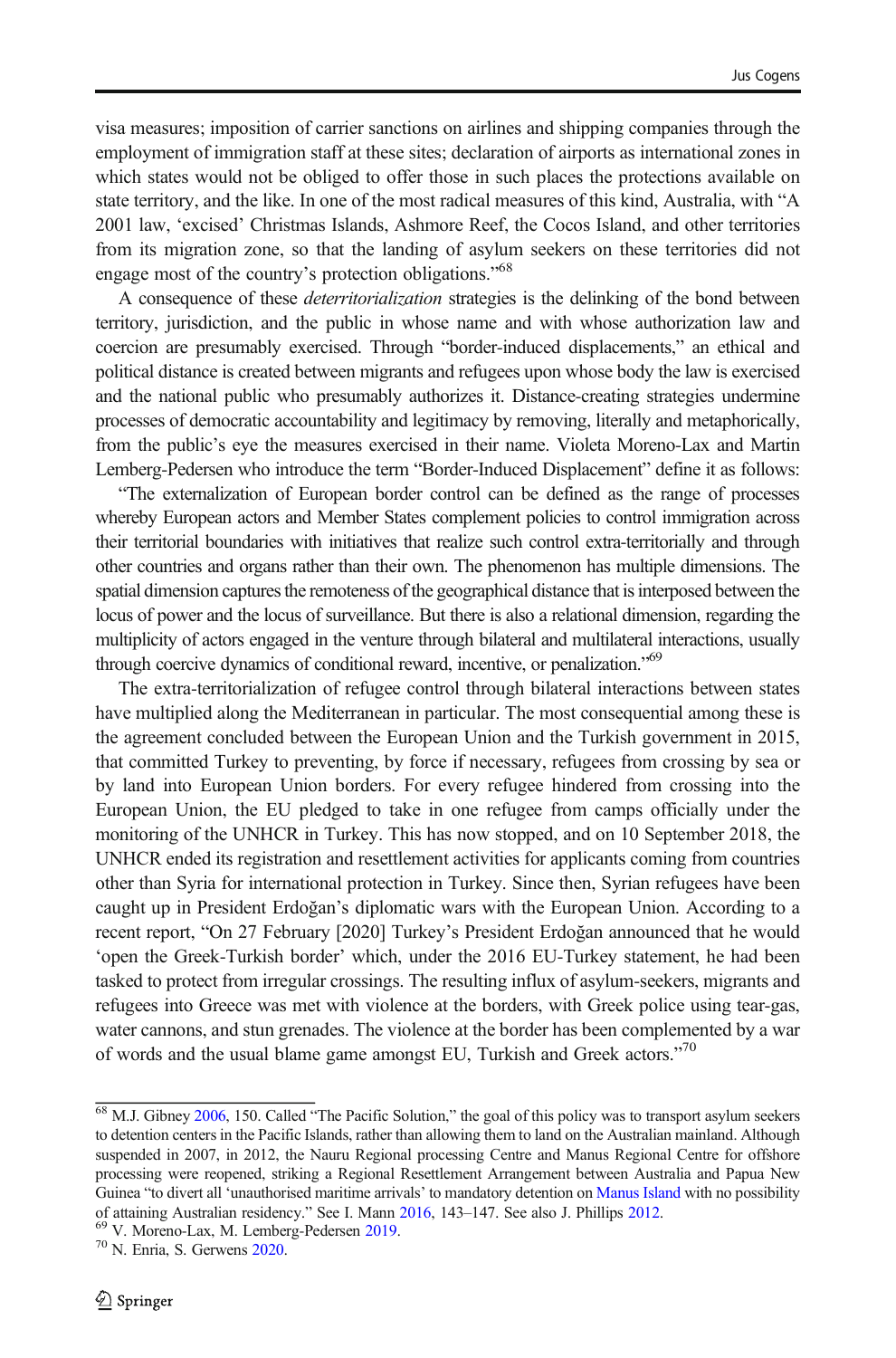visa measures; imposition of carrier sanctions on airlines and shipping companies through the employment of immigration staff at these sites; declaration of airports as international zones in which states would not be obliged to offer those in such places the protections available on state territory, and the like. In one of the most radical measures of this kind, Australia, with "A 2001 law, 'excised' Christmas Islands, Ashmore Reef, the Cocos Island, and other territories from its migration zone, so that the landing of asylum seekers on these territories did not engage most of the country's protection obligations."[68]

A consequence of these *deterritorialization* strategies is the delinking of the bond between territory, jurisdiction, and the public in whose name and with whose authorization law and coercion are presumably exercised. Through "border-induced displacements," an ethical and political distance is created between migrants and refugees upon whose body the law is exercised and the national public who presumably authorizes it. Distance-creating strategies undermine processes of democratic accountability and legitimacy by removing, literally and metaphorically, from the public's eye the measures exercised in their name. Violeta Moreno-Lax and Martin Lemberg-Pedersen who introduce the term "Border-Induced Displacement" define it as follows:

"The externalization of European border control can be defined as the range of processes whereby European actors and Member States complement policies to control immigration across their territorial boundaries with initiatives that realize such control extra-territorially and through other countries and organs rather than their own. The phenomenon has multiple dimensions. The spatial dimension captures the remoteness of the geographical distance that is interposed between the locus of power and the locus of surveillance. But there is also a relational dimension, regarding the multiplicity of actors engaged in the venture through bilateral and multilateral interactions, usually through coercive dynamics of conditional reward, incentive, or penalization."[69]

The extra-territorialization of refugee control through bilateral interactions between states have multiplied along the Mediterranean in particular. The most consequential among these is the agreement concluded between the European Union and the Turkish government in 2015, that committed Turkey to preventing, by force if necessary, refugees from crossing by sea or by land into European Union borders. For every refugee hindered from crossing into the European Union, the EU pledged to take in one refugee from camps officially under the monitoring of the UNHCR in Turkey. This has now stopped, and on 10 September 2018, the UNHCR ended its registration and resettlement activities for applicants coming from countries other than Syria for international protection in Turkey. Since then, Syrian refugees have been caught up in President Erdoğan's diplomatic wars with the European Union. According to a recent report, "On 27 February [2020] Turkey's President Erdoğan announced that he would 'open the Greek-Turkish border' which, under the 2016 EU-Turkey statement, he had been tasked to protect from irregular crossings. The resulting influx of asylum-seekers, migrants and refugees into Greece was met with violence at the borders, with Greek police using tear-gas, water cannons, and stun grenades. The violence at the border has been complemented by a war of words and the usual blame game amongst EU, Turkish and Greek actors."[70]

---

[68] M.J. Gibney 2006, 150. Called "The Pacific Solution," the goal of this policy was to transport asylum seekers to detention centers in the Pacific Islands, rather than allowing them to land on the Australian mainland. Although suspended in 2007, in 2012, the Nauru Regional processing Centre and Manus Regional Centre for offshore processing were reopened, striking a Regional Resettlement Arrangement between Australia and Papua New Guinea "to divert all 'unauthorised maritime arrivals' to mandatory detention on Manus Island with no possibility of attaining Australian residency." See I. Mann 2016, 143–147. See also J. Phillips 2012.

[69] V. Moreno-Lax, M. Lemberg-Pedersen 2019.

[70] N. Enria, S. Gerwens 2020.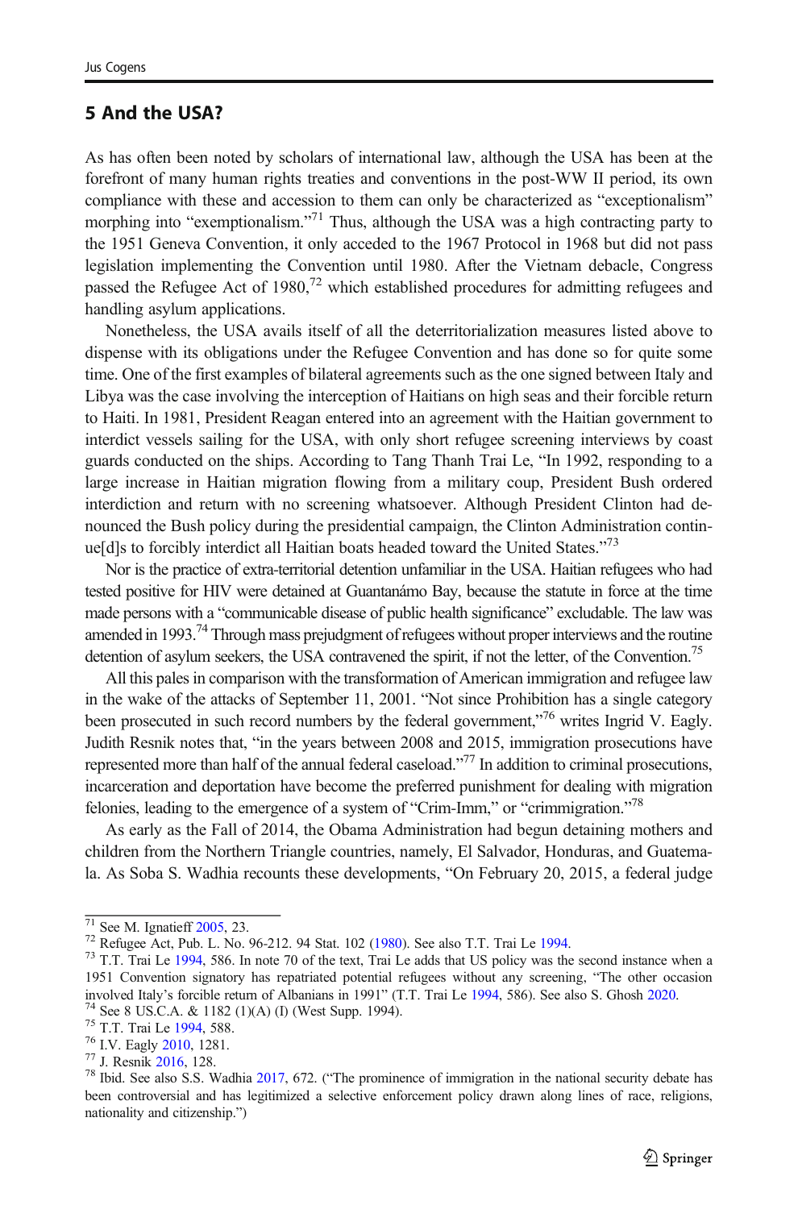## 5 And the USA?

As has often been noted by scholars of international law, although the USA has been at the forefront of many human rights treaties and conventions in the post-WW II period, its own compliance with these and accession to them can only be characterized as "exceptionalism" morphing into "exemptionalism."[71] Thus, although the USA was a high contracting party to the 1951 Geneva Convention, it only acceded to the 1967 Protocol in 1968 but did not pass legislation implementing the Convention until 1980. After the Vietnam debacle, Congress passed the Refugee Act of 1980,[72] which established procedures for admitting refugees and handling asylum applications.

Nonetheless, the USA avails itself of all the deterritorialization measures listed above to dispense with its obligations under the Refugee Convention and has done so for quite some time. One of the first examples of bilateral agreements such as the one signed between Italy and Libya was the case involving the interception of Haitians on high seas and their forcible return to Haiti. In 1981, President Reagan entered into an agreement with the Haitian government to interdict vessels sailing for the USA, with only short refugee screening interviews by coast guards conducted on the ships. According to Tang Thanh Trai Le, "In 1992, responding to a large increase in Haitian migration flowing from a military coup, President Bush ordered interdiction and return with no screening whatsoever. Although President Clinton had denounced the Bush policy during the presidential campaign, the Clinton Administration continue[d]s to forcibly interdict all Haitian boats headed toward the United States."[73]

Nor is the practice of extra-territorial detention unfamiliar in the USA. Haitian refugees who had tested positive for HIV were detained at Guantanámo Bay, because the statute in force at the time made persons with a "communicable disease of public health significance" excludable. The law was amended in 1993.[74] Through mass prejudgment of refugees without proper interviews and the routine detention of asylum seekers, the USA contravened the spirit, if not the letter, of the Convention.[75]

All this pales in comparison with the transformation of American immigration and refugee law in the wake of the attacks of September 11, 2001. "Not since Prohibition has a single category been prosecuted in such record numbers by the federal government,"[76] writes Ingrid V. Eagly. Judith Resnik notes that, "in the years between 2008 and 2015, immigration prosecutions have represented more than half of the annual federal caseload."[77] In addition to criminal prosecutions, incarceration and deportation have become the preferred punishment for dealing with migration felonies, leading to the emergence of a system of "Crim-Imm," or "crimmigration."[78]

As early as the Fall of 2014, the Obama Administration had begun detaining mothers and children from the Northern Triangle countries, namely, El Salvador, Honduras, and Guatemala. As Soba S. Wadhia recounts these developments, "On February 20, 2015, a federal judge

---

[71] See M. Ignatieff 2005, 23.

[72] Refugee Act, Pub. L. No. 96-212. 94 Stat. 102 (1980). See also T.T. Trai Le 1994.

[73] T.T. Trai Le 1994, 586. In note 70 of the text, Trai Le adds that US policy was the second instance when a 1951 Convention signatory has repatriated potential refugees without any screening, "The other occasion involved Italy's forcible return of Albanians in 1991" (T.T. Trai Le 1994, 586). See also S. Ghosh 2020.

[74] See 8 US.C.A. & 1182 (1)(A) (I) (West Supp. 1994).

[75] T.T. Trai Le 1994, 588.

[76] I.V. Eagly 2010, 1281.

[77] J. Resnik 2016, 128.

[78] Ibid. See also S.S. Wadhia 2017, 672. ("The prominence of immigration in the national security debate has been controversial and has legitimized a selective enforcement policy drawn along lines of race, religions, nationality and citizenship.")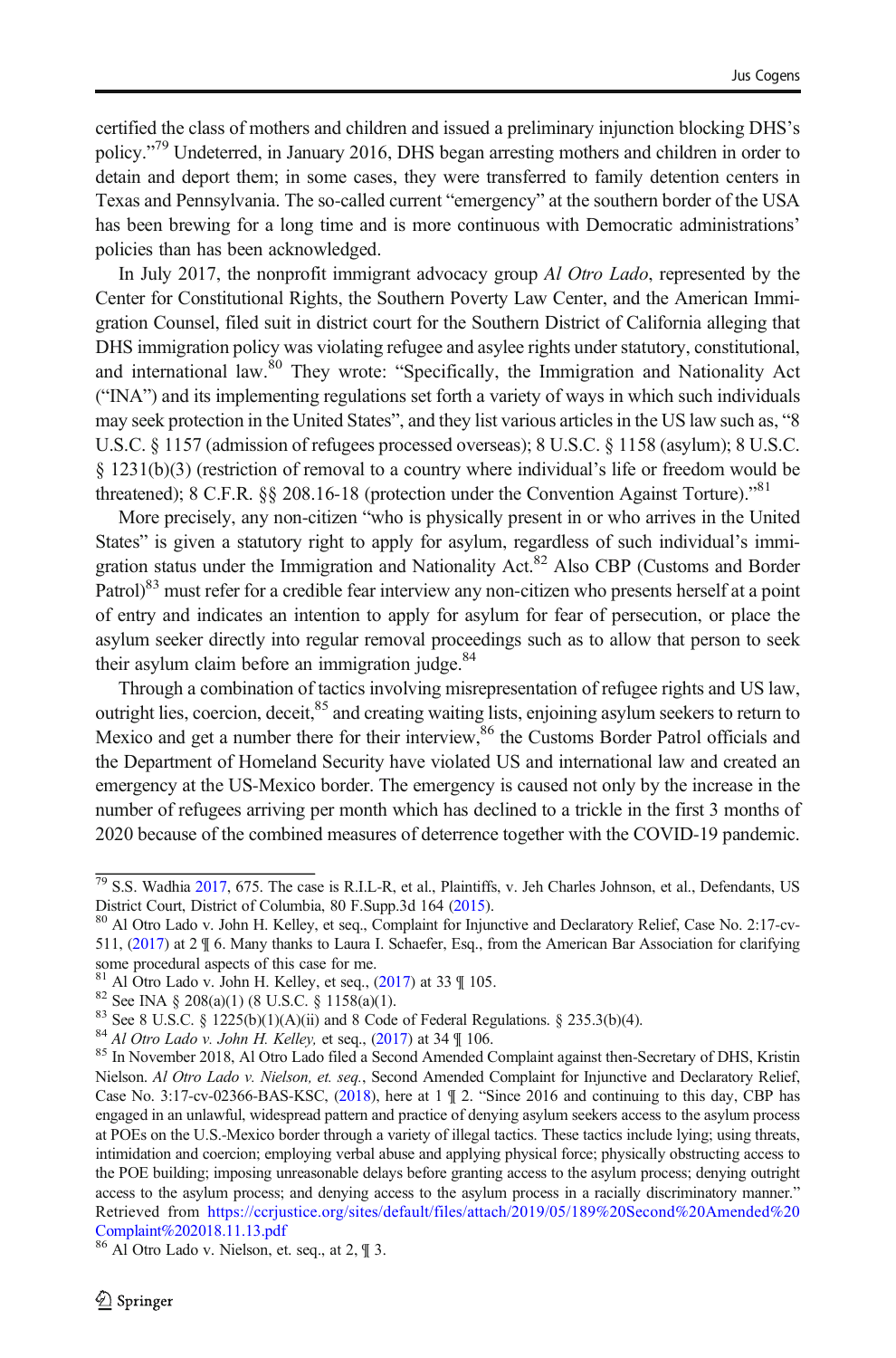certified the class of mothers and children and issued a preliminary injunction blocking DHS's policy."[79] Undeterred, in January 2016, DHS began arresting mothers and children in order to detain and deport them; in some cases, they were transferred to family detention centers in Texas and Pennsylvania. The so-called current "emergency" at the southern border of the USA has been brewing for a long time and is more continuous with Democratic administrations' policies than has been acknowledged.

In July 2017, the nonprofit immigrant advocacy group *Al Otro Lado*, represented by the Center for Constitutional Rights, the Southern Poverty Law Center, and the American Immigration Counsel, filed suit in district court for the Southern District of California alleging that DHS immigration policy was violating refugee and asylee rights under statutory, constitutional, and international law.[80] They wrote: "Specifically, the Immigration and Nationality Act ("INA") and its implementing regulations set forth a variety of ways in which such individuals may seek protection in the United States", and they list various articles in the US law such as, "8 U.S.C. § 1157 (admission of refugees processed overseas); 8 U.S.C. § 1158 (asylum); 8 U.S.C. § 1231(b)(3) (restriction of removal to a country where individual's life or freedom would be threatened); 8 C.F.R. §§ 208.16-18 (protection under the Convention Against Torture)."[81]

More precisely, any non-citizen "who is physically present in or who arrives in the United States" is given a statutory right to apply for asylum, regardless of such individual's immigration status under the Immigration and Nationality Act.[82] Also CBP (Customs and Border Patrol)[83] must refer for a credible fear interview any non-citizen who presents herself at a point of entry and indicates an intention to apply for asylum for fear of persecution, or place the asylum seeker directly into regular removal proceedings such as to allow that person to seek their asylum claim before an immigration judge.[84]

Through a combination of tactics involving misrepresentation of refugee rights and US law, outright lies, coercion, deceit,[85] and creating waiting lists, enjoining asylum seekers to return to Mexico and get a number there for their interview,[86] the Customs Border Patrol officials and the Department of Homeland Security have violated US and international law and created an emergency at the US-Mexico border. The emergency is caused not only by the increase in the number of refugees arriving per month which has declined to a trickle in the first 3 months of 2020 because of the combined measures of deterrence together with the COVID-19 pandemic.

---

[79] S.S. Wadhia 2017, 675. The case is R.I.L-R, et al., Plaintiffs, v. Jeh Charles Johnson, et al., Defendants, US District Court, District of Columbia, 80 F.Supp.3d 164 (2015).

[80] Al Otro Lado v. John H. Kelley, et seq., Complaint for Injunctive and Declaratory Relief, Case No. 2:17-cv-511, (2017) at 2 ¶ 6. Many thanks to Laura I. Schaefer, Esq., from the American Bar Association for clarifying some procedural aspects of this case for me.

[81] Al Otro Lado v. John H. Kelley, et seq., (2017) at 33 ¶ 105.

[82] See INA § 208(a)(1) (8 U.S.C. § 1158(a)(1).

[83] See 8 U.S.C. § 1225(b)(1)(A)(ii) and 8 Code of Federal Regulations. § 235.3(b)(4).

[84] *Al Otro Lado v. John H. Kelley,* et seq., (2017) at 34 ¶ 106.

[85] In November 2018, Al Otro Lado filed a Second Amended Complaint against then-Secretary of DHS, Kristin Nielson. *Al Otro Lado v. Nielson, et. seq.*, Second Amended Complaint for Injunctive and Declaratory Relief, Case No. 3:17-cv-02366-BAS-KSC, (2018), here at 1 ¶ 2. "Since 2016 and continuing to this day, CBP has engaged in an unlawful, widespread pattern and practice of denying asylum seekers access to the asylum process at POEs on the U.S.-Mexico border through a variety of illegal tactics. These tactics include lying; using threats, intimidation and coercion; employing verbal abuse and applying physical force; physically obstructing access to the POE building; imposing unreasonable delays before granting access to the asylum process; denying outright access to the asylum process; and denying access to the asylum process in a racially discriminatory manner." Retrieved from https://ccrjustice.org/sites/default/files/attach/2019/05/189%20Second%20Amended%20Complaint%202018.11.13.pdf

[86] Al Otro Lado v. Nielson, et. seq., at 2, ¶ 3.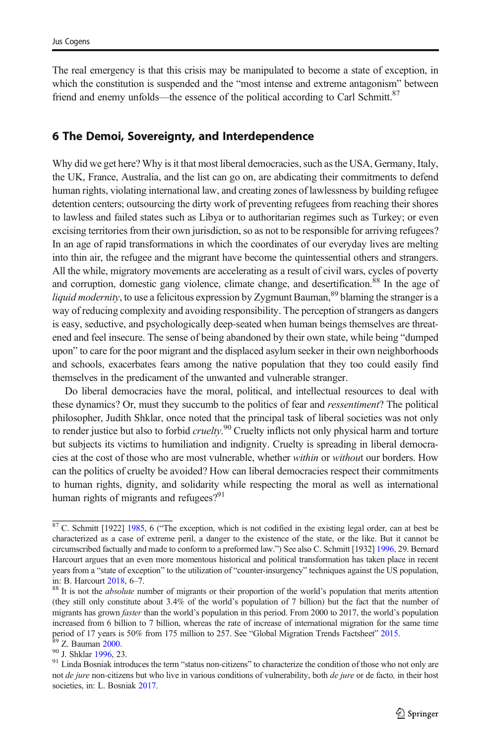The real emergency is that this crisis may be manipulated to become a state of exception, in which the constitution is suspended and the "most intense and extreme antagonism" between friend and enemy unfolds—the essence of the political according to Carl Schmitt.[87]

## 6 The Demoi, Sovereignty, and Interdependence

Why did we get here? Why is it that most liberal democracies, such as the USA, Germany, Italy, the UK, France, Australia, and the list can go on, are abdicating their commitments to defend human rights, violating international law, and creating zones of lawlessness by building refugee detention centers; outsourcing the dirty work of preventing refugees from reaching their shores to lawless and failed states such as Libya or to authoritarian regimes such as Turkey; or even excising territories from their own jurisdiction, so as not to be responsible for arriving refugees? In an age of rapid transformations in which the coordinates of our everyday lives are melting into thin air, the refugee and the migrant have become the quintessential others and strangers. All the while, migratory movements are accelerating as a result of civil wars, cycles of poverty and corruption, domestic gang violence, climate change, and desertification.[88] In the age of *liquid modernity*, to use a felicitous expression by Zygmunt Bauman,[89] blaming the stranger is a way of reducing complexity and avoiding responsibility. The perception of strangers as dangers is easy, seductive, and psychologically deep-seated when human beings themselves are threatened and feel insecure. The sense of being abandoned by their own state, while being "dumped upon" to care for the poor migrant and the displaced asylum seeker in their own neighborhoods and schools, exacerbates fears among the native population that they too could easily find themselves in the predicament of the unwanted and vulnerable stranger.

Do liberal democracies have the moral, political, and intellectual resources to deal with these dynamics? Or, must they succumb to the politics of fear and *ressentiment*? The political philosopher, Judith Shklar, once noted that the principal task of liberal societies was not only to render justice but also to forbid *cruelty*.[90] Cruelty inflicts not only physical harm and torture but subjects its victims to humiliation and indignity. Cruelty is spreading in liberal democracies at the cost of those who are most vulnerable, whether *within* or *without* our borders. How can the politics of cruelty be avoided? How can liberal democracies respect their commitments to human rights, dignity, and solidarity while respecting the moral as well as international human rights of migrants and refugees?[91]

---

[87] C. Schmitt [1922] 1985, 6 ("The exception, which is not codified in the existing legal order, can at best be characterized as a case of extreme peril, a danger to the existence of the state, or the like. But it cannot be circumscribed factually and made to conform to a preformed law.") See also C. Schmitt [1932] 1996, 29. Bernard Harcourt argues that an even more momentous historical and political transformation has taken place in recent years from a "state of exception" to the utilization of "counter-insurgency" techniques against the US population, in: B. Harcourt 2018, 6–7.

[88] It is not the *absolute* number of migrants or their proportion of the world's population that merits attention (they still only constitute about 3.4% of the world's population of 7 billion) but the fact that the number of migrants has grown *faster* than the world's population in this period. From 2000 to 2017, the world's population increased from 6 billion to 7 billion, whereas the rate of increase of international migration for the same time period of 17 years is 50% from 175 million to 257. See "Global Migration Trends Factsheet" 2015.

[89] Z. Bauman 2000.

[90] J. Shklar 1996, 23.

[91] Linda Bosniak introduces the term "status non-citizens" to characterize the condition of those who not only are not *de jure* non-citizens but who live in various conditions of vulnerability, both *de jure* or de facto, in their host societies, in: L. Bosniak 2017.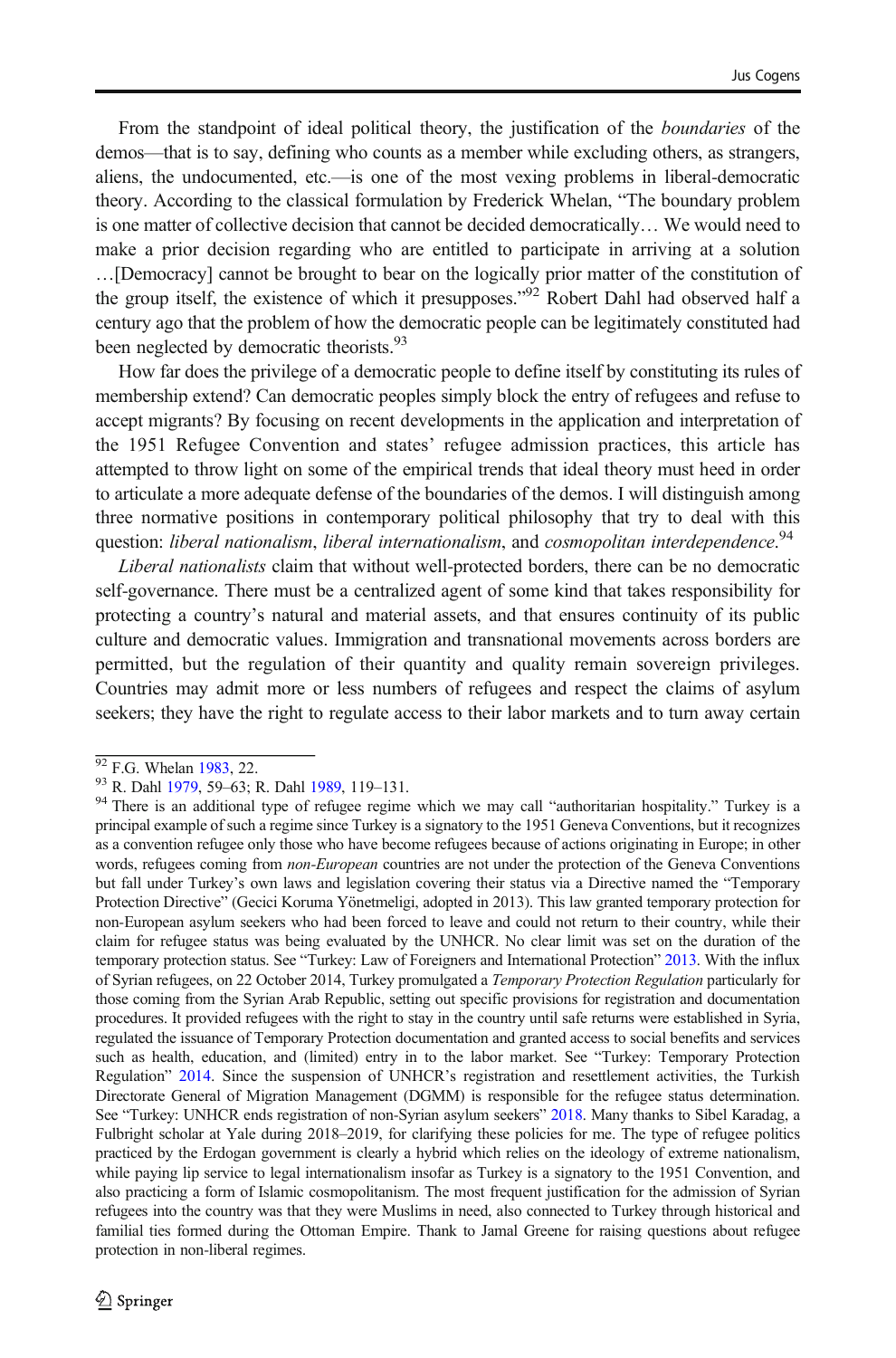From the standpoint of ideal political theory, the justification of the *boundaries* of the demos—that is to say, defining who counts as a member while excluding others, as strangers, aliens, the undocumented, etc.—is one of the most vexing problems in liberal-democratic theory. According to the classical formulation by Frederick Whelan, "The boundary problem is one matter of collective decision that cannot be decided democratically… We would need to make a prior decision regarding who are entitled to participate in arriving at a solution …[Democracy] cannot be brought to bear on the logically prior matter of the constitution of the group itself, the existence of which it presupposes."[92] Robert Dahl had observed half a century ago that the problem of how the democratic people can be legitimately constituted had been neglected by democratic theorists.[93]

How far does the privilege of a democratic people to define itself by constituting its rules of membership extend? Can democratic peoples simply block the entry of refugees and refuse to accept migrants? By focusing on recent developments in the application and interpretation of the 1951 Refugee Convention and states' refugee admission practices, this article has attempted to throw light on some of the empirical trends that ideal theory must heed in order to articulate a more adequate defense of the boundaries of the demos. I will distinguish among three normative positions in contemporary political philosophy that try to deal with this question: *liberal nationalism*, *liberal internationalism*, and *cosmopolitan interdependence*.[94]

*Liberal nationalists* claim that without well-protected borders, there can be no democratic self-governance. There must be a centralized agent of some kind that takes responsibility for protecting a country's natural and material assets, and that ensures continuity of its public culture and democratic values. Immigration and transnational movements across borders are permitted, but the regulation of their quantity and quality remain sovereign privileges. Countries may admit more or less numbers of refugees and respect the claims of asylum seekers; they have the right to regulate access to their labor markets and to turn away certain

---

[92] F.G. Whelan 1983, 22.

[93] R. Dahl 1979, 59–63; R. Dahl 1989, 119–131.

[94] There is an additional type of refugee regime which we may call "authoritarian hospitality." Turkey is a principal example of such a regime since Turkey is a signatory to the 1951 Geneva Conventions, but it recognizes as a convention refugee only those who have become refugees because of actions originating in Europe; in other words, refugees coming from *non-European* countries are not under the protection of the Geneva Conventions but fall under Turkey's own laws and legislation covering their status via a Directive named the "Temporary Protection Directive" (Gecici Koruma Yönetmeligi, adopted in 2013). This law granted temporary protection for non-European asylum seekers who had been forced to leave and could not return to their country, while their claim for refugee status was being evaluated by the UNHCR. No clear limit was set on the duration of the temporary protection status. See "Turkey: Law of Foreigners and International Protection" 2013. With the influx of Syrian refugees, on 22 October 2014, Turkey promulgated a *Temporary Protection Regulation* particularly for those coming from the Syrian Arab Republic, setting out specific provisions for registration and documentation procedures. It provided refugees with the right to stay in the country until safe returns were established in Syria, regulated the issuance of Temporary Protection documentation and granted access to social benefits and services such as health, education, and (limited) entry in to the labor market. See "Turkey: Temporary Protection Regulation" 2014. Since the suspension of UNHCR's registration and resettlement activities, the Turkish Directorate General of Migration Management (DGMM) is responsible for the refugee status determination. See "Turkey: UNHCR ends registration of non-Syrian asylum seekers" 2018. Many thanks to Sibel Karadag, a Fulbright scholar at Yale during 2018–2019, for clarifying these policies for me. The type of refugee politics practiced by the Erdogan government is clearly a hybrid which relies on the ideology of extreme nationalism, while paying lip service to legal internationalism insofar as Turkey is a signatory to the 1951 Convention, and also practicing a form of Islamic cosmopolitanism. The most frequent justification for the admission of Syrian refugees into the country was that they were Muslims in need, also connected to Turkey through historical and familial ties formed during the Ottoman Empire. Thank to Jamal Greene for raising questions about refugee protection in non-liberal regimes.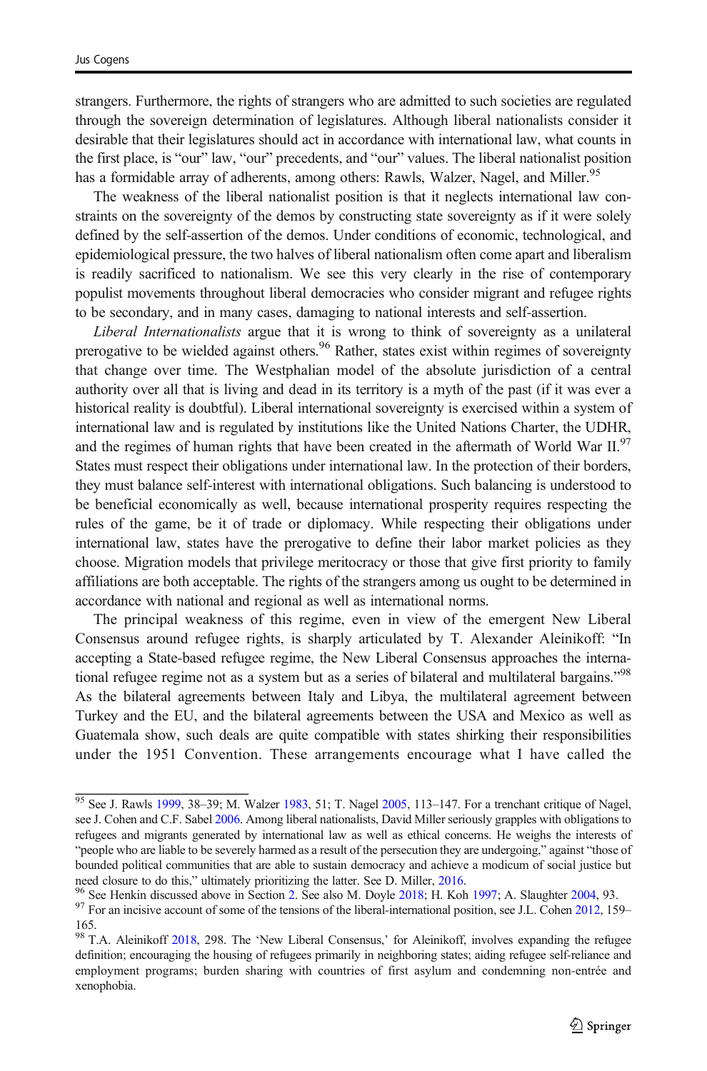strangers. Furthermore, the rights of strangers who are admitted to such societies are regulated through the sovereign determination of legislatures. Although liberal nationalists consider it desirable that their legislatures should act in accordance with international law, what counts in the first place, is "our" law, "our" precedents, and "our" values. The liberal nationalist position has a formidable array of adherents, among others: Rawls, Walzer, Nagel, and Miller.[95]

The weakness of the liberal nationalist position is that it neglects international law constraints on the sovereignty of the demos by constructing state sovereignty as if it were solely defined by the self-assertion of the demos. Under conditions of economic, technological, and epidemiological pressure, the two halves of liberal nationalism often come apart and liberalism is readily sacrificed to nationalism. We see this very clearly in the rise of contemporary populist movements throughout liberal democracies who consider migrant and refugee rights to be secondary, and in many cases, damaging to national interests and self-assertion.

*Liberal Internationalists* argue that it is wrong to think of sovereignty as a unilateral prerogative to be wielded against others.[96] Rather, states exist within regimes of sovereignty that change over time. The Westphalian model of the absolute jurisdiction of a central authority over all that is living and dead in its territory is a myth of the past (if it was ever a historical reality is doubtful). Liberal international sovereignty is exercised within a system of international law and is regulated by institutions like the United Nations Charter, the UDHR, and the regimes of human rights that have been created in the aftermath of World War II.[97] States must respect their obligations under international law. In the protection of their borders, they must balance self-interest with international obligations. Such balancing is understood to be beneficial economically as well, because international prosperity requires respecting the rules of the game, be it of trade or diplomacy. While respecting their obligations under international law, states have the prerogative to define their labor market policies as they choose. Migration models that privilege meritocracy or those that give first priority to family affiliations are both acceptable. The rights of the strangers among us ought to be determined in accordance with national and regional as well as international norms.

The principal weakness of this regime, even in view of the emergent New Liberal Consensus around refugee rights, is sharply articulated by T. Alexander Aleinikoff: "In accepting a State-based refugee regime, the New Liberal Consensus approaches the international refugee regime not as a system but as a series of bilateral and multilateral bargains."[98] As the bilateral agreements between Italy and Libya, the multilateral agreement between Turkey and the EU, and the bilateral agreements between the USA and Mexico as well as Guatemala show, such deals are quite compatible with states shirking their responsibilities under the 1951 Convention. These arrangements encourage what I have called the

---

[95] See J. Rawls 1999, 38–39; M. Walzer 1983, 51; T. Nagel 2005, 113–147. For a trenchant critique of Nagel, see J. Cohen and C.F. Sabel 2006. Among liberal nationalists, David Miller seriously grapples with obligations to refugees and migrants generated by international law as well as ethical concerns. He weighs the interests of "people who are liable to be severely harmed as a result of the persecution they are undergoing," against "those of bounded political communities that are able to sustain democracy and achieve a modicum of social justice but need closure to do this," ultimately prioritizing the latter. See D. Miller, 2016.

[96] See Henkin discussed above in Section 2. See also M. Doyle 2018; H. Koh 1997; A. Slaughter 2004, 93.

[97] For an incisive account of some of the tensions of the liberal-international position, see J.L. Cohen 2012, 159–165.

[98] T.A. Aleinikoff 2018, 298. The 'New Liberal Consensus,' for Aleinikoff, involves expanding the refugee definition; encouraging the housing of refugees primarily in neighboring states; aiding refugee self-reliance and employment programs; burden sharing with countries of first asylum and condemning non-entrée and xenophobia.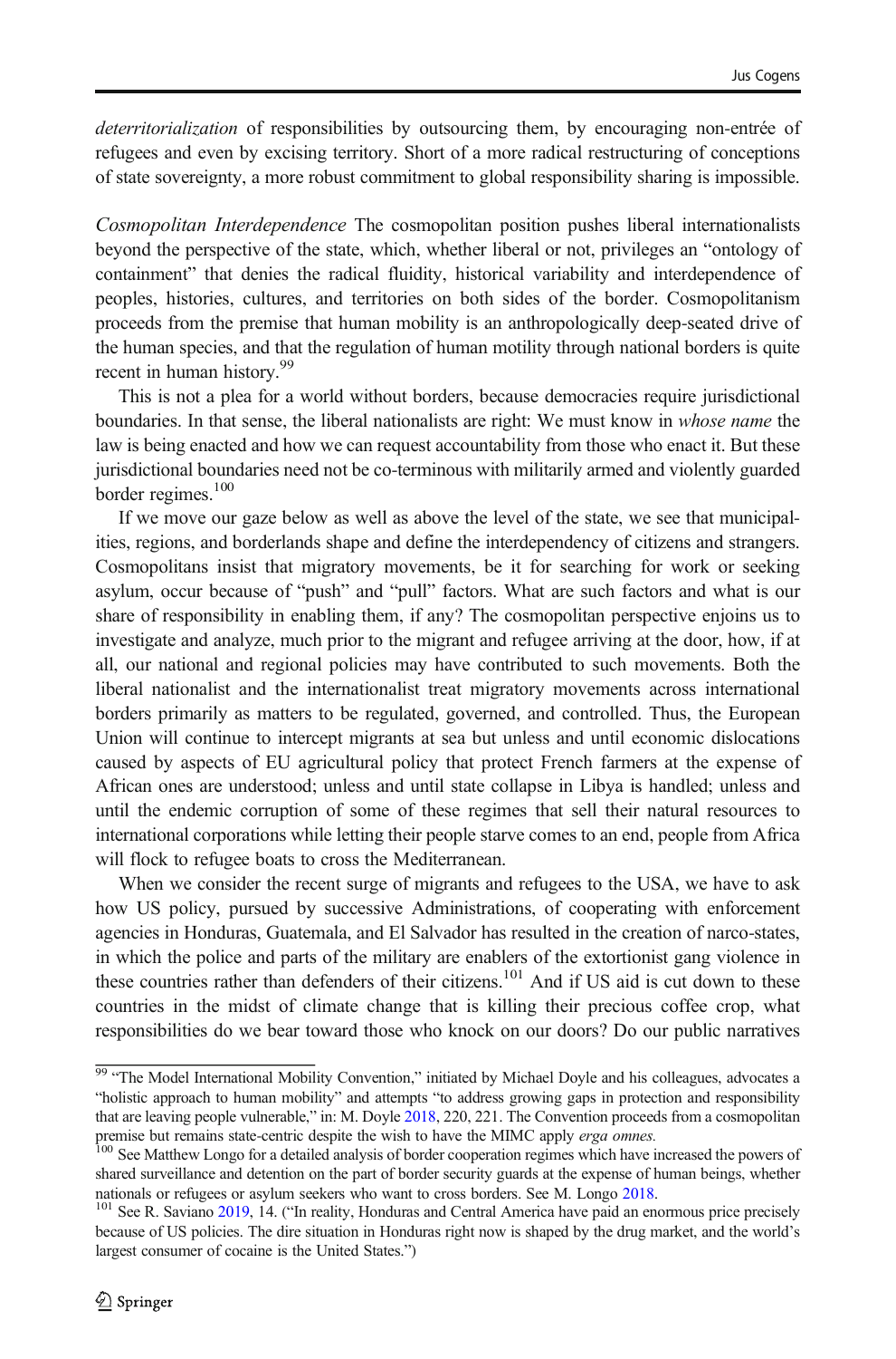*deterritorialization* of responsibilities by outsourcing them, by encouraging non-entrée of refugees and even by excising territory. Short of a more radical restructuring of conceptions of state sovereignty, a more robust commitment to global responsibility sharing is impossible.

*Cosmopolitan Interdependence* The cosmopolitan position pushes liberal internationalists beyond the perspective of the state, which, whether liberal or not, privileges an "ontology of containment" that denies the radical fluidity, historical variability and interdependence of peoples, histories, cultures, and territories on both sides of the border. Cosmopolitanism proceeds from the premise that human mobility is an anthropologically deep-seated drive of the human species, and that the regulation of human motility through national borders is quite recent in human history.[99]

This is not a plea for a world without borders, because democracies require jurisdictional boundaries. In that sense, the liberal nationalists are right: We must know in *whose name* the law is being enacted and how we can request accountability from those who enact it. But these jurisdictional boundaries need not be co-terminous with militarily armed and violently guarded border regimes.[100]

If we move our gaze below as well as above the level of the state, we see that municipalities, regions, and borderlands shape and define the interdependency of citizens and strangers. Cosmopolitans insist that migratory movements, be it for searching for work or seeking asylum, occur because of "push" and "pull" factors. What are such factors and what is our share of responsibility in enabling them, if any? The cosmopolitan perspective enjoins us to investigate and analyze, much prior to the migrant and refugee arriving at the door, how, if at all, our national and regional policies may have contributed to such movements. Both the liberal nationalist and the internationalist treat migratory movements across international borders primarily as matters to be regulated, governed, and controlled. Thus, the European Union will continue to intercept migrants at sea but unless and until economic dislocations caused by aspects of EU agricultural policy that protect French farmers at the expense of African ones are understood; unless and until state collapse in Libya is handled; unless and until the endemic corruption of some of these regimes that sell their natural resources to international corporations while letting their people starve comes to an end, people from Africa will flock to refugee boats to cross the Mediterranean.

When we consider the recent surge of migrants and refugees to the USA, we have to ask how US policy, pursued by successive Administrations, of cooperating with enforcement agencies in Honduras, Guatemala, and El Salvador has resulted in the creation of narco-states, in which the police and parts of the military are enablers of the extortionist gang violence in these countries rather than defenders of their citizens.[101] And if US aid is cut down to these countries in the midst of climate change that is killing their precious coffee crop, what responsibilities do we bear toward those who knock on our doors? Do our public narratives

---

[99] "The Model International Mobility Convention," initiated by Michael Doyle and his colleagues, advocates a "holistic approach to human mobility" and attempts "to address growing gaps in protection and responsibility that are leaving people vulnerable," in: M. Doyle 2018, 220, 221. The Convention proceeds from a cosmopolitan premise but remains state-centric despite the wish to have the MIMC apply *erga omnes.*

[100] See Matthew Longo for a detailed analysis of border cooperation regimes which have increased the powers of shared surveillance and detention on the part of border security guards at the expense of human beings, whether nationals or refugees or asylum seekers who want to cross borders. See M. Longo 2018.

[101] See R. Saviano 2019, 14. ("In reality, Honduras and Central America have paid an enormous price precisely because of US policies. The dire situation in Honduras right now is shaped by the drug market, and the world's largest consumer of cocaine is the United States.")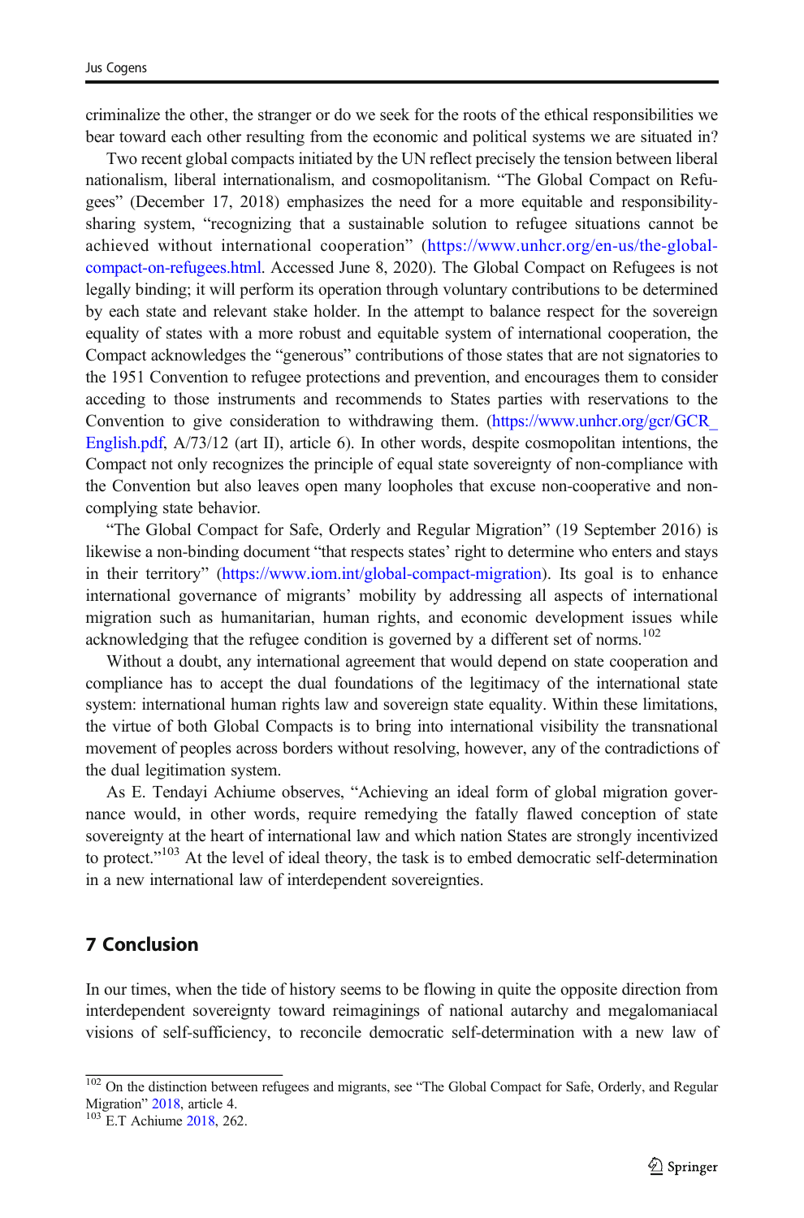criminalize the other, the stranger or do we seek for the roots of the ethical responsibilities we bear toward each other resulting from the economic and political systems we are situated in?

Two recent global compacts initiated by the UN reflect precisely the tension between liberal nationalism, liberal internationalism, and cosmopolitanism. "The Global Compact on Refugees" (December 17, 2018) emphasizes the need for a more equitable and responsibility-sharing system, "recognizing that a sustainable solution to refugee situations cannot be achieved without international cooperation" (https://www.unhcr.org/en-us/the-global-compact-on-refugees.html. Accessed June 8, 2020). The Global Compact on Refugees is not legally binding; it will perform its operation through voluntary contributions to be determined by each state and relevant stake holder. In the attempt to balance respect for the sovereign equality of states with a more robust and equitable system of international cooperation, the Compact acknowledges the "generous" contributions of those states that are not signatories to the 1951 Convention to refugee protections and prevention, and encourages them to consider acceding to those instruments and recommends to States parties with reservations to the Convention to give consideration to withdrawing them. (https://www.unhcr.org/gcr/GCR_English.pdf, A/73/12 (art II), article 6). In other words, despite cosmopolitan intentions, the Compact not only recognizes the principle of equal state sovereignty of non-compliance with the Convention but also leaves open many loopholes that excuse non-cooperative and non-complying state behavior.

"The Global Compact for Safe, Orderly and Regular Migration" (19 September 2016) is likewise a non-binding document "that respects states' right to determine who enters and stays in their territory" (https://www.iom.int/global-compact-migration). Its goal is to enhance international governance of migrants' mobility by addressing all aspects of international migration such as humanitarian, human rights, and economic development issues while acknowledging that the refugee condition is governed by a different set of norms.[102]

Without a doubt, any international agreement that would depend on state cooperation and compliance has to accept the dual foundations of the legitimacy of the international state system: international human rights law and sovereign state equality. Within these limitations, the virtue of both Global Compacts is to bring into international visibility the transnational movement of peoples across borders without resolving, however, any of the contradictions of the dual legitimation system.

As E. Tendayi Achiume observes, "Achieving an ideal form of global migration governance would, in other words, require remedying the fatally flawed conception of state sovereignty at the heart of international law and which nation States are strongly incentivized to protect."[103] At the level of ideal theory, the task is to embed democratic self-determination in a new international law of interdependent sovereignties.

## 7 Conclusion

In our times, when the tide of history seems to be flowing in quite the opposite direction from interdependent sovereignty toward reimaginings of national autarchy and megalomaniacal visions of self-sufficiency, to reconcile democratic self-determination with a new law of

---

[102] On the distinction between refugees and migrants, see "The Global Compact for Safe, Orderly, and Regular Migration" 2018, article 4.

[103] E.T Achiume 2018, 262.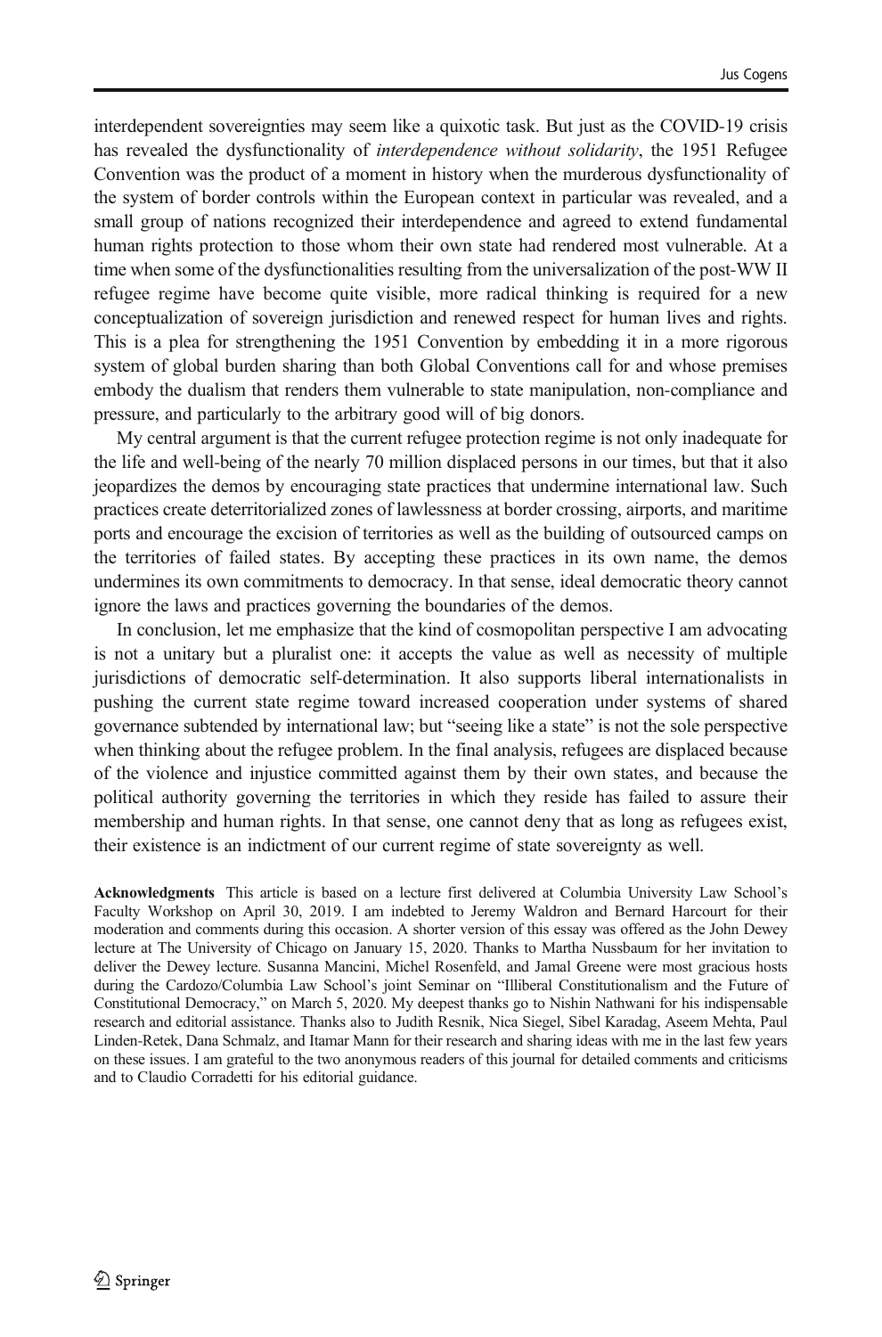interdependent sovereignties may seem like a quixotic task. But just as the COVID-19 crisis has revealed the dysfunctionality of *interdependence without solidarity*, the 1951 Refugee Convention was the product of a moment in history when the murderous dysfunctionality of the system of border controls within the European context in particular was revealed, and a small group of nations recognized their interdependence and agreed to extend fundamental human rights protection to those whom their own state had rendered most vulnerable. At a time when some of the dysfunctionalities resulting from the universalization of the post-WW II refugee regime have become quite visible, more radical thinking is required for a new conceptualization of sovereign jurisdiction and renewed respect for human lives and rights. This is a plea for strengthening the 1951 Convention by embedding it in a more rigorous system of global burden sharing than both Global Conventions call for and whose premises embody the dualism that renders them vulnerable to state manipulation, non-compliance and pressure, and particularly to the arbitrary good will of big donors.

My central argument is that the current refugee protection regime is not only inadequate for the life and well-being of the nearly 70 million displaced persons in our times, but that it also jeopardizes the demos by encouraging state practices that undermine international law. Such practices create deterritorialized zones of lawlessness at border crossing, airports, and maritime ports and encourage the excision of territories as well as the building of outsourced camps on the territories of failed states. By accepting these practices in its own name, the demos undermines its own commitments to democracy. In that sense, ideal democratic theory cannot ignore the laws and practices governing the boundaries of the demos.

In conclusion, let me emphasize that the kind of cosmopolitan perspective I am advocating is not a unitary but a pluralist one: it accepts the value as well as necessity of multiple jurisdictions of democratic self-determination. It also supports liberal internationalists in pushing the current state regime toward increased cooperation under systems of shared governance subtended by international law; but "seeing like a state" is not the sole perspective when thinking about the refugee problem. In the final analysis, refugees are displaced because of the violence and injustice committed against them by their own states, and because the political authority governing the territories in which they reside has failed to assure their membership and human rights. In that sense, one cannot deny that as long as refugees exist, their existence is an indictment of our current regime of state sovereignty as well.

**Acknowledgments** This article is based on a lecture first delivered at Columbia University Law School's Faculty Workshop on April 30, 2019. I am indebted to Jeremy Waldron and Bernard Harcourt for their moderation and comments during this occasion. A shorter version of this essay was offered as the John Dewey lecture at The University of Chicago on January 15, 2020. Thanks to Martha Nussbaum for her invitation to deliver the Dewey lecture. Susanna Mancini, Michel Rosenfeld, and Jamal Greene were most gracious hosts during the Cardozo/Columbia Law School's joint Seminar on "Illiberal Constitutionalism and the Future of Constitutional Democracy," on March 5, 2020. My deepest thanks go to Nishin Nathwani for his indispensable research and editorial assistance. Thanks also to Judith Resnik, Nica Siegel, Sibel Karadag, Aseem Mehta, Paul Linden-Retek, Dana Schmalz, and Itamar Mann for their research and sharing ideas with me in the last few years on these issues. I am grateful to the two anonymous readers of this journal for detailed comments and criticisms and to Claudio Corradetti for his editorial guidance.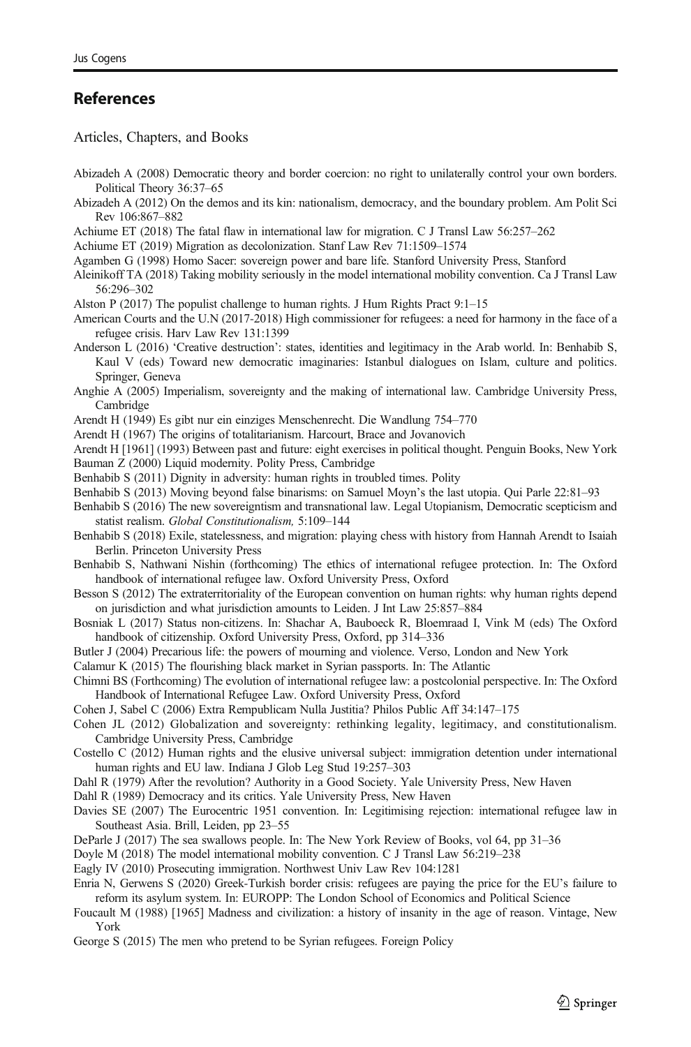## References

Articles, Chapters, and Books

Abizadeh A (2008) Democratic theory and border coercion: no right to unilaterally control your own borders. Political Theory 36:37–65

Abizadeh A (2012) On the demos and its kin: nationalism, democracy, and the boundary problem. Am Polit Sci Rev 106:867–882

Achiume ET (2018) The fatal flaw in international law for migration. C J Transl Law 56:257–262

Achiume ET (2019) Migration as decolonization. Stanf Law Rev 71:1509–1574

Agamben G (1998) Homo Sacer: sovereign power and bare life. Stanford University Press, Stanford

Aleinikoff TA (2018) Taking mobility seriously in the model international mobility convention. Ca J Transl Law 56:296–302

Alston P (2017) The populist challenge to human rights. J Hum Rights Pract 9:1–15

American Courts and the U.N (2017-2018) High commissioner for refugees: a need for harmony in the face of a refugee crisis. Harv Law Rev 131:1399

Anderson L (2016) 'Creative destruction': states, identities and legitimacy in the Arab world. In: Benhabib S, Kaul V (eds) Toward new democratic imaginaries: Istanbul dialogues on Islam, culture and politics. Springer, Geneva

Anghie A (2005) Imperialism, sovereignty and the making of international law. Cambridge University Press, Cambridge

Arendt H (1949) Es gibt nur ein einziges Menschenrecht. Die Wandlung 754–770

Arendt H (1967) The origins of totalitarianism. Harcourt, Brace and Jovanovich

Arendt H [1961] (1993) Between past and future: eight exercises in political thought. Penguin Books, New York

Bauman Z (2000) Liquid modernity. Polity Press, Cambridge

Benhabib S (2011) Dignity in adversity: human rights in troubled times. Polity

Benhabib S (2013) Moving beyond false binarisms: on Samuel Moyn's the last utopia. Qui Parle 22:81–93

Benhabib S (2016) The new sovereigntism and transnational law. Legal Utopianism, Democratic scepticism and statist realism. *Global Constitutionalism,* 5:109–144

Benhabib S (2018) Exile, statelessness, and migration: playing chess with history from Hannah Arendt to Isaiah Berlin. Princeton University Press

Benhabib S, Nathwani Nishin (forthcoming) The ethics of international refugee protection. In: The Oxford handbook of international refugee law. Oxford University Press, Oxford

Besson S (2012) The extraterritoriality of the European convention on human rights: why human rights depend on jurisdiction and what jurisdiction amounts to Leiden. J Int Law 25:857–884

Bosniak L (2017) Status non-citizens. In: Shachar A, Bauboeck R, Bloemraad I, Vink M (eds) The Oxford handbook of citizenship. Oxford University Press, Oxford, pp 314–336

Butler J (2004) Precarious life: the powers of mourning and violence. Verso, London and New York

Calamur K (2015) The flourishing black market in Syrian passports. In: The Atlantic

Chimni BS (Forthcoming) The evolution of international refugee law: a postcolonial perspective. In: The Oxford Handbook of International Refugee Law. Oxford University Press, Oxford

Cohen J, Sabel C (2006) Extra Rempublicam Nulla Justitia? Philos Public Aff 34:147–175

Cohen JL (2012) Globalization and sovereignty: rethinking legality, legitimacy, and constitutionalism. Cambridge University Press, Cambridge

Costello C (2012) Human rights and the elusive universal subject: immigration detention under international human rights and EU law. Indiana J Glob Leg Stud 19:257–303

Dahl R (1979) After the revolution? Authority in a Good Society. Yale University Press, New Haven

Dahl R (1989) Democracy and its critics. Yale University Press, New Haven

Davies SE (2007) The Eurocentric 1951 convention. In: Legitimising rejection: international refugee law in Southeast Asia. Brill, Leiden, pp 23–55

DeParle J (2017) The sea swallows people. In: The New York Review of Books, vol 64, pp 31–36

Doyle M (2018) The model international mobility convention. C J Transl Law 56:219–238

Eagly IV (2010) Prosecuting immigration. Northwest Univ Law Rev 104:1281

Enria N, Gerwens S (2020) Greek-Turkish border crisis: refugees are paying the price for the EU's failure to reform its asylum system. In: EUROPP: The London School of Economics and Political Science

Foucault M (1988) [1965] Madness and civilization: a history of insanity in the age of reason. Vintage, New York

George S (2015) The men who pretend to be Syrian refugees. Foreign Policy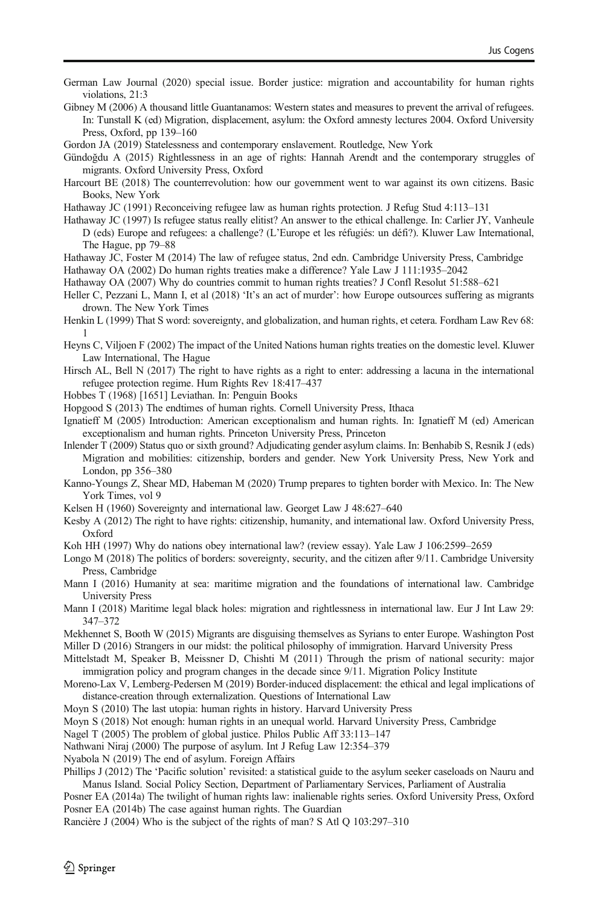German Law Journal (2020) special issue. Border justice: migration and accountability for human rights violations, 21:3

Gibney M (2006) A thousand little Guantanamos: Western states and measures to prevent the arrival of refugees. In: Tunstall K (ed) Migration, displacement, asylum: the Oxford amnesty lectures 2004. Oxford University Press, Oxford, pp 139–160

Gordon JA (2019) Statelessness and contemporary enslavement. Routledge, New York

Gündoğdu A (2015) Rightlessness in an age of rights: Hannah Arendt and the contemporary struggles of migrants. Oxford University Press, Oxford

Harcourt BE (2018) The counterrevolution: how our government went to war against its own citizens. Basic Books, New York

Hathaway JC (1991) Reconceiving refugee law as human rights protection. J Refug Stud 4:113–131

Hathaway JC (1997) Is refugee status really elitist? An answer to the ethical challenge. In: Carlier JY, Vanheule D (eds) Europe and refugees: a challenge? (L'Europe et les réfugiés: un défi?). Kluwer Law International, The Hague, pp 79–88

Hathaway JC, Foster M (2014) The law of refugee status, 2nd edn. Cambridge University Press, Cambridge

Hathaway OA (2002) Do human rights treaties make a difference? Yale Law J 111:1935–2042

Hathaway OA (2007) Why do countries commit to human rights treaties? J Confl Resolut 51:588–621

Heller C, Pezzani L, Mann I, et al (2018) 'It's an act of murder': how Europe outsources suffering as migrants drown. The New York Times

Henkin L (1999) That S word: sovereignty, and globalization, and human rights, et cetera. Fordham Law Rev 68: 1

Heyns C, Viljoen F (2002) The impact of the United Nations human rights treaties on the domestic level. Kluwer Law International, The Hague

Hirsch AL, Bell N (2017) The right to have rights as a right to enter: addressing a lacuna in the international refugee protection regime. Hum Rights Rev 18:417–437

Hobbes T (1968) [1651] Leviathan. In: Penguin Books

Hopgood S (2013) The endtimes of human rights. Cornell University Press, Ithaca

Ignatieff M (2005) Introduction: American exceptionalism and human rights. In: Ignatieff M (ed) American exceptionalism and human rights. Princeton University Press, Princeton

Inlender T (2009) Status quo or sixth ground? Adjudicating gender asylum claims. In: Benhabib S, Resnik J (eds) Migration and mobilities: citizenship, borders and gender. New York University Press, New York and London, pp 356–380

Kanno-Youngs Z, Shear MD, Habeman M (2020) Trump prepares to tighten border with Mexico. In: The New York Times, vol 9

Kelsen H (1960) Sovereignty and international law. Georget Law J 48:627–640

Kesby A (2012) The right to have rights: citizenship, humanity, and international law. Oxford University Press, Oxford

Koh HH (1997) Why do nations obey international law? (review essay). Yale Law J 106:2599–2659

Longo M (2018) The politics of borders: sovereignty, security, and the citizen after 9/11. Cambridge University Press, Cambridge

Mann I (2016) Humanity at sea: maritime migration and the foundations of international law. Cambridge University Press

Mann I (2018) Maritime legal black holes: migration and rightlessness in international law. Eur J Int Law 29: 347–372

Mekhennet S, Booth W (2015) Migrants are disguising themselves as Syrians to enter Europe. Washington Post

Miller D (2016) Strangers in our midst: the political philosophy of immigration. Harvard University Press

Mittelstadt M, Speaker B, Meissner D, Chishti M (2011) Through the prism of national security: major immigration policy and program changes in the decade since 9/11. Migration Policy Institute

Moreno-Lax V, Lemberg-Pedersen M (2019) Border-induced displacement: the ethical and legal implications of distance-creation through externalization. Questions of International Law

Moyn S (2010) The last utopia: human rights in history. Harvard University Press

Moyn S (2018) Not enough: human rights in an unequal world. Harvard University Press, Cambridge

Nagel T (2005) The problem of global justice. Philos Public Aff 33:113–147

Nathwani Niraj (2000) The purpose of asylum. Int J Refug Law 12:354–379

Nyabola N (2019) The end of asylum. Foreign Affairs

Phillips J (2012) The 'Pacific solution' revisited: a statistical guide to the asylum seeker caseloads on Nauru and Manus Island. Social Policy Section, Department of Parliamentary Services, Parliament of Australia

Posner EA (2014a) The twilight of human rights law: inalienable rights series. Oxford University Press, Oxford

Posner EA (2014b) The case against human rights. The Guardian

Rancière J (2004) Who is the subject of the rights of man? S Atl Q 103:297–310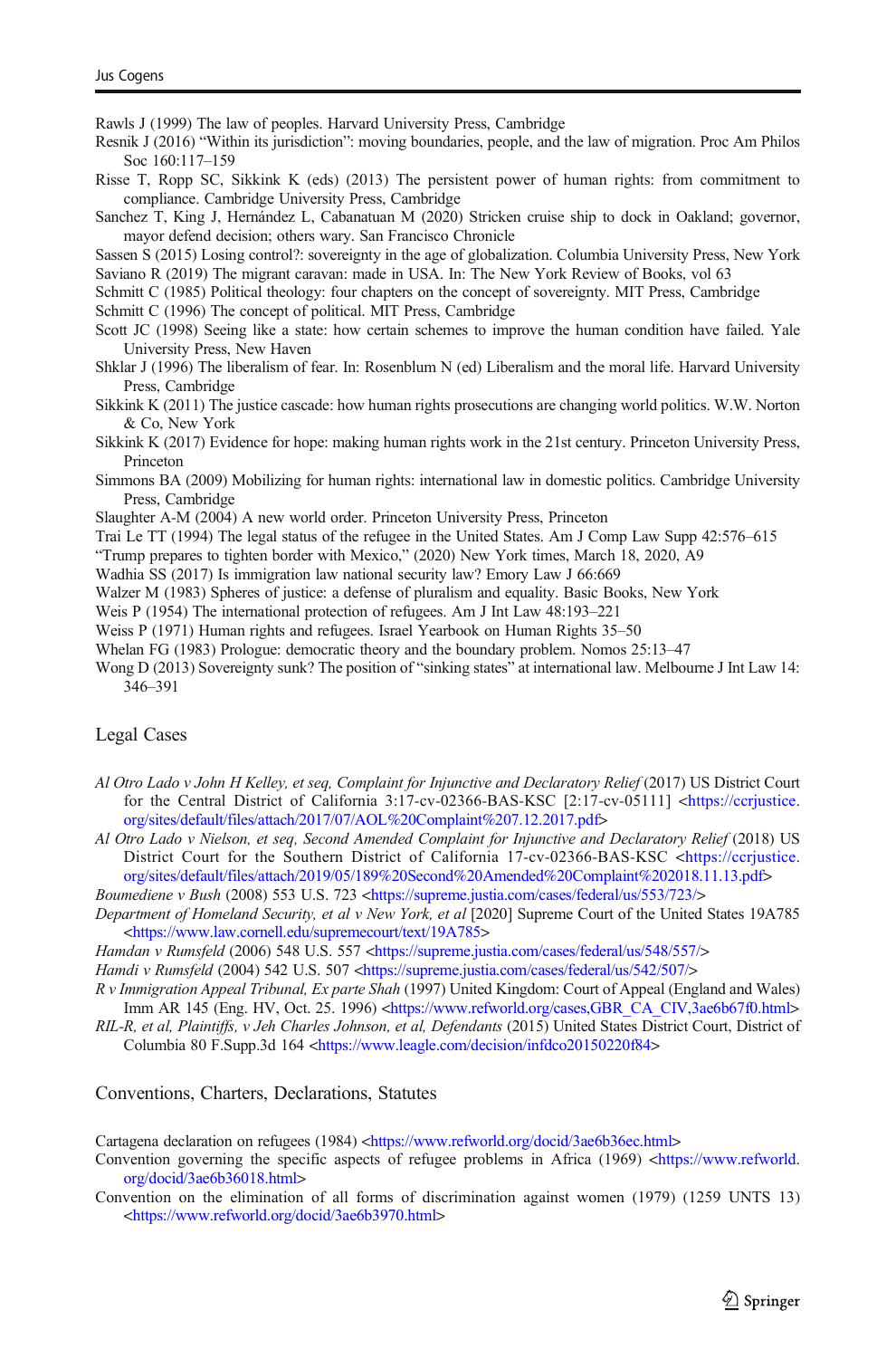Rawls J (1999) The law of peoples. Harvard University Press, Cambridge

Resnik J (2016) "Within its jurisdiction": moving boundaries, people, and the law of migration. Proc Am Philos Soc 160:117–159

Risse T, Ropp SC, Sikkink K (eds) (2013) The persistent power of human rights: from commitment to compliance. Cambridge University Press, Cambridge

Sanchez T, King J, Hernández L, Cabanatuan M (2020) Stricken cruise ship to dock in Oakland; governor, mayor defend decision; others wary. San Francisco Chronicle

Sassen S (2015) Losing control?: sovereignty in the age of globalization. Columbia University Press, New York

Saviano R (2019) The migrant caravan: made in USA. In: The New York Review of Books, vol 63

Schmitt C (1985) Political theology: four chapters on the concept of sovereignty. MIT Press, Cambridge

Schmitt C (1996) The concept of political. MIT Press, Cambridge

Scott JC (1998) Seeing like a state: how certain schemes to improve the human condition have failed. Yale University Press, New Haven

Shklar J (1996) The liberalism of fear. In: Rosenblum N (ed) Liberalism and the moral life. Harvard University Press, Cambridge

Sikkink K (2011) The justice cascade: how human rights prosecutions are changing world politics. W.W. Norton & Co, New York

Sikkink K (2017) Evidence for hope: making human rights work in the 21st century. Princeton University Press, Princeton

Simmons BA (2009) Mobilizing for human rights: international law in domestic politics. Cambridge University Press, Cambridge

Slaughter A-M (2004) A new world order. Princeton University Press, Princeton

Trai Le TT (1994) The legal status of the refugee in the United States. Am J Comp Law Supp 42:576–615

"Trump prepares to tighten border with Mexico," (2020) New York times, March 18, 2020, A9

Wadhia SS (2017) Is immigration law national security law? Emory Law J 66:669

Walzer M (1983) Spheres of justice: a defense of pluralism and equality. Basic Books, New York

Weis P (1954) The international protection of refugees. Am J Int Law 48:193–221

Weiss P (1971) Human rights and refugees. Israel Yearbook on Human Rights 35–50

Whelan FG (1983) Prologue: democratic theory and the boundary problem. Nomos 25:13–47

Wong D (2013) Sovereignty sunk? The position of "sinking states" at international law. Melbourne J Int Law 14: 346–391

## Legal Cases

*Al Otro Lado v John H Kelley, et seq, Complaint for Injunctive and Declaratory Relief* (2017) US District Court for the Central District of California 3:17-cv-02366-BAS-KSC [2:17-cv-05111] <https://ccrjustice.org/sites/default/files/attach/2017/07/AOL%20Complaint%207.12.2017.pdf>

*Al Otro Lado v Nielson, et seq, Second Amended Complaint for Injunctive and Declaratory Relief* (2018) US District Court for the Southern District of California 17-cv-02366-BAS-KSC <https://ccrjustice.org/sites/default/files/attach/2019/05/189%20Second%20Amended%20Complaint%202018.11.13.pdf>

*Boumediene v Bush* (2008) 553 U.S. 723 <https://supreme.justia.com/cases/federal/us/553/723/>

*Department of Homeland Security, et al v New York, et al* [2020] Supreme Court of the United States 19A785 <https://www.law.cornell.edu/supremecourt/text/19A785>

*Hamdan v Rumsfeld* (2006) 548 U.S. 557 <https://supreme.justia.com/cases/federal/us/548/557/>

*Hamdi v Rumsfeld* (2004) 542 U.S. 507 <https://supreme.justia.com/cases/federal/us/542/507/>

*R v Immigration Appeal Tribunal, Ex parte Shah* (1997) United Kingdom: Court of Appeal (England and Wales) Imm AR 145 (Eng. HV, Oct. 25. 1996) <https://www.refworld.org/cases,GBR_CA_CIV,3ae6b67f0.html>

*RIL-R, et al, Plaintiffs, v Jeh Charles Johnson, et al, Defendants* (2015) United States District Court, District of Columbia 80 F.Supp.3d 164 <https://www.leagle.com/decision/infdco20150220f84>

## Conventions, Charters, Declarations, Statutes

Cartagena declaration on refugees (1984) <https://www.refworld.org/docid/3ae6b36ec.html>

Convention governing the specific aspects of refugee problems in Africa (1969) <https://www.refworld.org/docid/3ae6b36018.html>

Convention on the elimination of all forms of discrimination against women (1979) (1259 UNTS 13) <https://www.refworld.org/docid/3ae6b3970.html>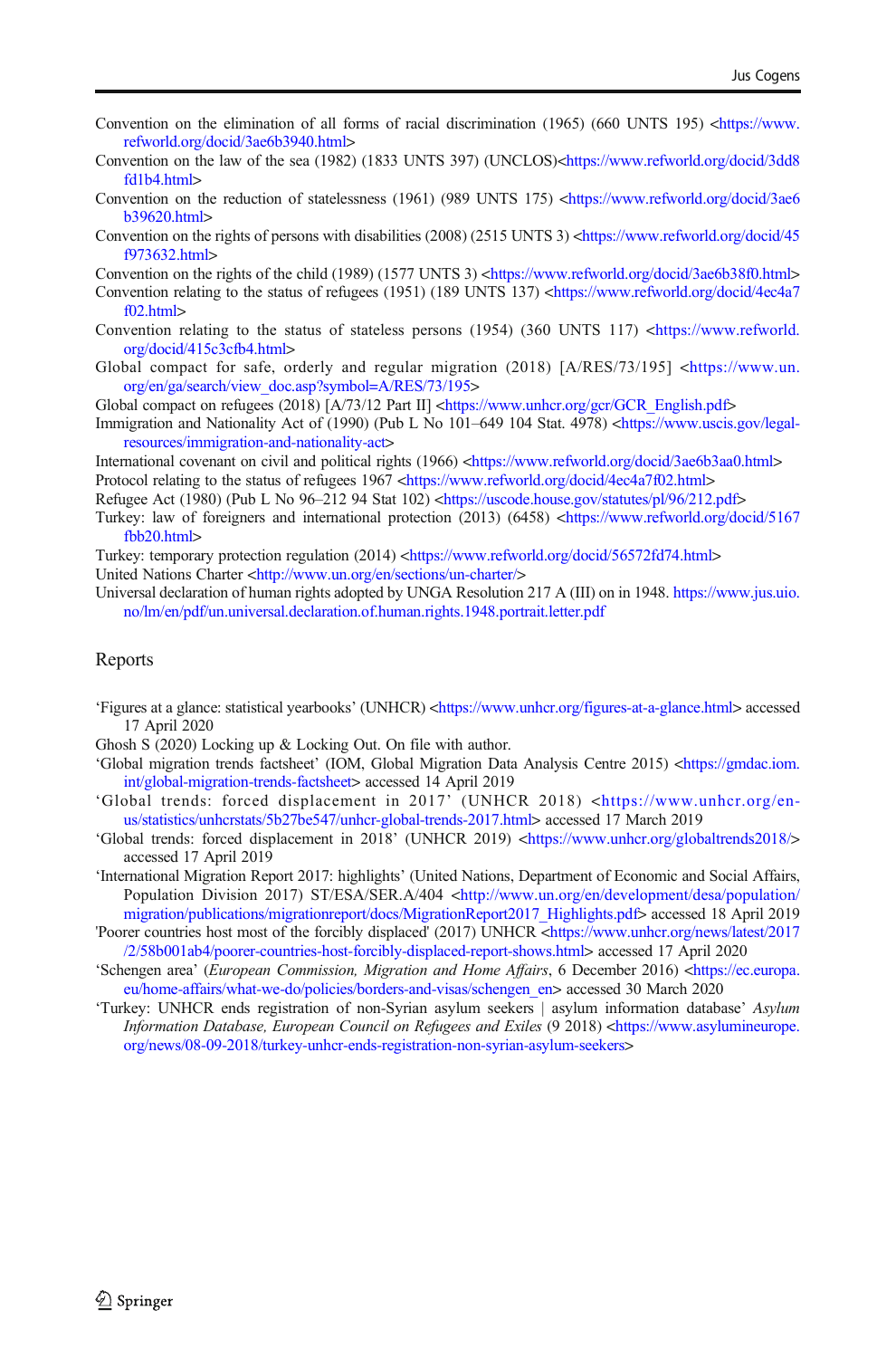Convention on the elimination of all forms of racial discrimination (1965) (660 UNTS 195) <https://www.refworld.org/docid/3ae6b3940.html>

Convention on the law of the sea (1982) (1833 UNTS 397) (UNCLOS)<https://www.refworld.org/docid/3dd8fd1b4.html>

Convention on the reduction of statelessness (1961) (989 UNTS 175) <https://www.refworld.org/docid/3ae6b39620.html>

Convention on the rights of persons with disabilities (2008) (2515 UNTS 3) <https://www.refworld.org/docid/45f973632.html>

Convention on the rights of the child (1989) (1577 UNTS 3) <https://www.refworld.org/docid/3ae6b38f0.html>

Convention relating to the status of refugees (1951) (189 UNTS 137) <https://www.refworld.org/docid/4ec4a7f02.html>

Convention relating to the status of stateless persons (1954) (360 UNTS 117) <https://www.refworld.org/docid/415c3cfb4.html>

Global compact for safe, orderly and regular migration (2018) [A/RES/73/195] <https://www.un.org/en/ga/search/view_doc.asp?symbol=A/RES/73/195>

Global compact on refugees (2018) [A/73/12 Part II] <https://www.unhcr.org/gcr/GCR_English.pdf>

Immigration and Nationality Act of (1990) (Pub L No 101–649 104 Stat. 4978) <https://www.uscis.gov/legal-resources/immigration-and-nationality-act>

International covenant on civil and political rights (1966) <https://www.refworld.org/docid/3ae6b3aa0.html>

Protocol relating to the status of refugees 1967 <https://www.refworld.org/docid/4ec4a7f02.html>

Refugee Act (1980) (Pub L No 96–212 94 Stat 102) <https://uscode.house.gov/statutes/pl/96/212.pdf>

Turkey: law of foreigners and international protection (2013) (6458) <https://www.refworld.org/docid/5167fbb20.html>

Turkey: temporary protection regulation (2014) <https://www.refworld.org/docid/56572fd74.html>

United Nations Charter <http://www.un.org/en/sections/un-charter/>

Universal declaration of human rights adopted by UNGA Resolution 217 A (III) on in 1948. https://www.jus.uio.no/lm/en/pdf/un.universal.declaration.of.human.rights.1948.portrait.letter.pdf

## Reports

'Figures at a glance: statistical yearbooks' (UNHCR) <https://www.unhcr.org/figures-at-a-glance.html> accessed 17 April 2020

Ghosh S (2020) Locking up & Locking Out. On file with author.

'Global migration trends factsheet' (IOM, Global Migration Data Analysis Centre 2015) <https://gmdac.iom.int/global-migration-trends-factsheet> accessed 14 April 2019

'Global trends: forced displacement in 2017' (UNHCR 2018) <https://www.unhcr.org/en-us/statistics/unhcrstats/5b27be547/unhcr-global-trends-2017.html> accessed 17 March 2019

'Global trends: forced displacement in 2018' (UNHCR 2019) <https://www.unhcr.org/globaltrends2018/> accessed 17 April 2019

'International Migration Report 2017: highlights' (United Nations, Department of Economic and Social Affairs, Population Division 2017) ST/ESA/SER.A/404 <http://www.un.org/en/development/desa/population/migration/publications/migrationreport/docs/MigrationReport2017_Highlights.pdf> accessed 18 April 2019

'Poorer countries host most of the forcibly displaced' (2017) UNHCR <https://www.unhcr.org/news/latest/2017/2/58b001ab4/poorer-countries-host-forcibly-displaced-report-shows.html> accessed 17 April 2020

'Schengen area' (*European Commission, Migration and Home Affairs*, 6 December 2016) <https://ec.europa.eu/home-affairs/what-we-do/policies/borders-and-visas/schengen_en> accessed 30 March 2020

'Turkey: UNHCR ends registration of non-Syrian asylum seekers | asylum information database' *Asylum Information Database, European Council on Refugees and Exiles* (9 2018) <https://www.asylumineurope.org/news/08-09-2018/turkey-unhcr-ends-registration-non-syrian-asylum-seekers>